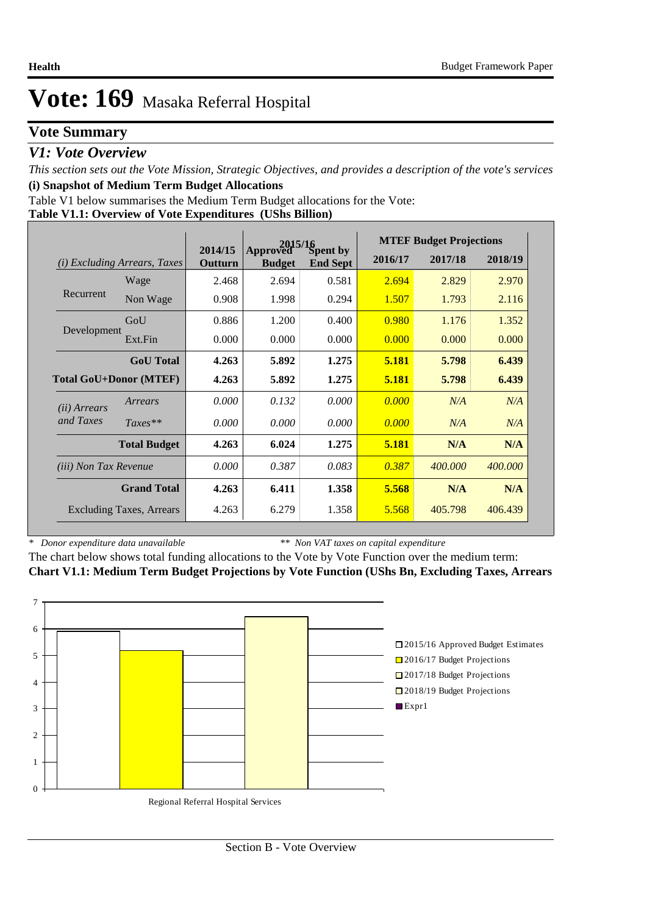# Vote: 169 Masaka Referral Hospital

## Vote Summary

### *V1: Vote Overview*

*This section sets out the Vote Mission, Strategic Objectives, and provides a description of the vote's services*

**(i) Snapshot of Medium Term Budget Allocations**

Table V1 below summarises the Medium Term Budget allocations for the Vote:

**Table V1.1: Overview of Vote Expenditures (UShs Billion)**

| *(i) Excluding Arrears, Taxes* | | 2014/15 Outturn | 2015/16 Approved Budget | 2015/16 Spent by End Sept | MTEF Budget Projections 2016/17 | 2017/18 | 2018/19 |
|---|---|---|---|---|---|---|---|
| Recurrent | Wage | 2.468 | 2.694 | 0.581 | 2.694 | 2.829 | 2.970 |
| | Non Wage | 0.908 | 1.998 | 0.294 | 1.507 | 1.793 | 2.116 |
| Development | GoU | 0.886 | 1.200 | 0.400 | 0.980 | 1.176 | 1.352 |
| | Ext.Fin | 0.000 | 0.000 | 0.000 | 0.000 | 0.000 | 0.000 |
| | **GoU Total** | **4.263** | **5.892** | **1.275** | **5.181** | **5.798** | **6.439** |
| **Total GoU+Donor (MTEF)** | | **4.263** | **5.892** | **1.275** | **5.181** | **5.798** | **6.439** |
| *(ii) Arrears and Taxes* | *Arrears* | *0.000* | *0.132* | *0.000* | *0.000* | *N/A* | *N/A* |
| | *Taxes*** | *0.000* | *0.000* | *0.000* | *0.000* | *N/A* | *N/A* |
| | **Total Budget** | **4.263** | **6.024** | **1.275** | **5.181** | **N/A** | **N/A** |
| *(iii) Non Tax Revenue* | | *0.000* | *0.387* | *0.083* | *0.387* | *400.000* | *400.000* |
| | **Grand Total** | **4.263** | **6.411** | **1.358** | **5.568** | **N/A** | **N/A** |
| Excluding Taxes, Arrears | | 4.263 | 6.279 | 1.358 | 5.568 | 405.798 | 406.439 |

\* *Donor expenditure data unavailable* &nbsp;&nbsp;&nbsp;&nbsp; ** *Non VAT taxes on capital expenditure*

The chart below shows total funding allocations to the Vote by Vote Function over the medium term:

**Chart V1.1: Medium Term Budget Projections by Vote Function (UShs Bn, Excluding Taxes, Arrears**

| Vote Function | 2015/16 Approved Budget Estimates | 2016/17 Budget Projections | 2017/18 Budget Projections | 2018/19 Budget Projections |
|---|---|---|---|---|
| Regional Referral Hospital Services | | | | |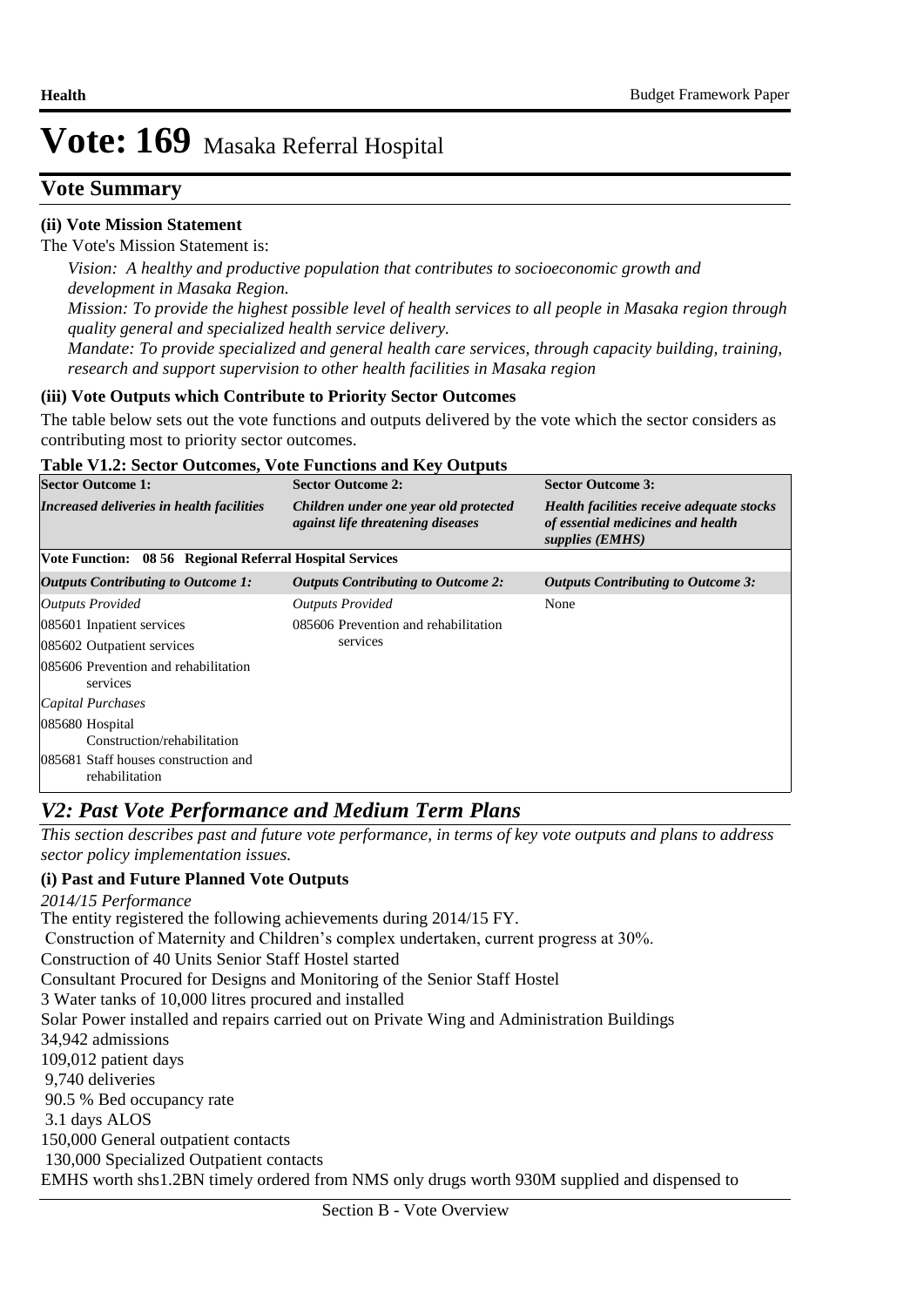# Vote: 169 Masaka Referral Hospital

## Vote Summary

**(ii) Vote Mission Statement**

The Vote's Mission Statement is:

*Vision: A healthy and productive population that contributes to socioeconomic growth and development in Masaka Region.*

*Mission: To provide the highest possible level of health services to all people in Masaka region through quality general and specialized health service delivery.*

*Mandate: To provide specialized and general health care services, through capacity building, training, research and support supervision to other health facilities in Masaka region*

**(iii) Vote Outputs which Contribute to Priority Sector Outcomes**

The table below sets out the vote functions and outputs delivered by the vote which the sector considers as contributing most to priority sector outcomes.

**Table V1.2: Sector Outcomes, Vote Functions and Key Outputs**

| **Sector Outcome 1:** | **Sector Outcome 2:** | **Sector Outcome 3:** |
|---|---|---|
| ***Increased deliveries in health facilities*** | ***Children under one year old protected against life threatening diseases*** | ***Health facilities receive adequate stocks of essential medicines and health supplies (EMHS)*** |
| **Vote Function: 08 56 Regional Referral Hospital Services** | | |
| ***Outputs Contributing to Outcome 1:*** | ***Outputs Contributing to Outcome 2:*** | ***Outputs Contributing to Outcome 3:*** |
| *Outputs Provided* | *Outputs Provided* | None |
| 085601 Inpatient services | 085606 Prevention and rehabilitation services | |
| 085602 Outpatient services | | |
| 085606 Prevention and rehabilitation services | | |
| *Capital Purchases* | | |
| 085680 Hospital Construction/rehabilitation | | |
| 085681 Staff houses construction and rehabilitation | | |

## *V2: Past Vote Performance and Medium Term Plans*

*This section describes past and future vote performance, in terms of key vote outputs and plans to address sector policy implementation issues.*

**(i) Past and Future Planned Vote Outputs**

*2014/15 Performance*

The entity registered the following achievements during 2014/15 FY.

Construction of Maternity and Children's complex undertaken, current progress at 30%.
Construction of 40 Units Senior Staff Hostel started
Consultant Procured for Designs and Monitoring of the Senior Staff Hostel
3 Water tanks of 10,000 litres procured and installed
Solar Power installed and repairs carried out on Private Wing and Administration Buildings
34,942 admissions
109,012 patient days
9,740 deliveries
90.5 % Bed occupancy rate
3.1 days ALOS
150,000 General outpatient contacts
130,000 Specialized Outpatient contacts
EMHS worth shs1.2BN timely ordered from NMS only drugs worth 930M supplied and dispensed to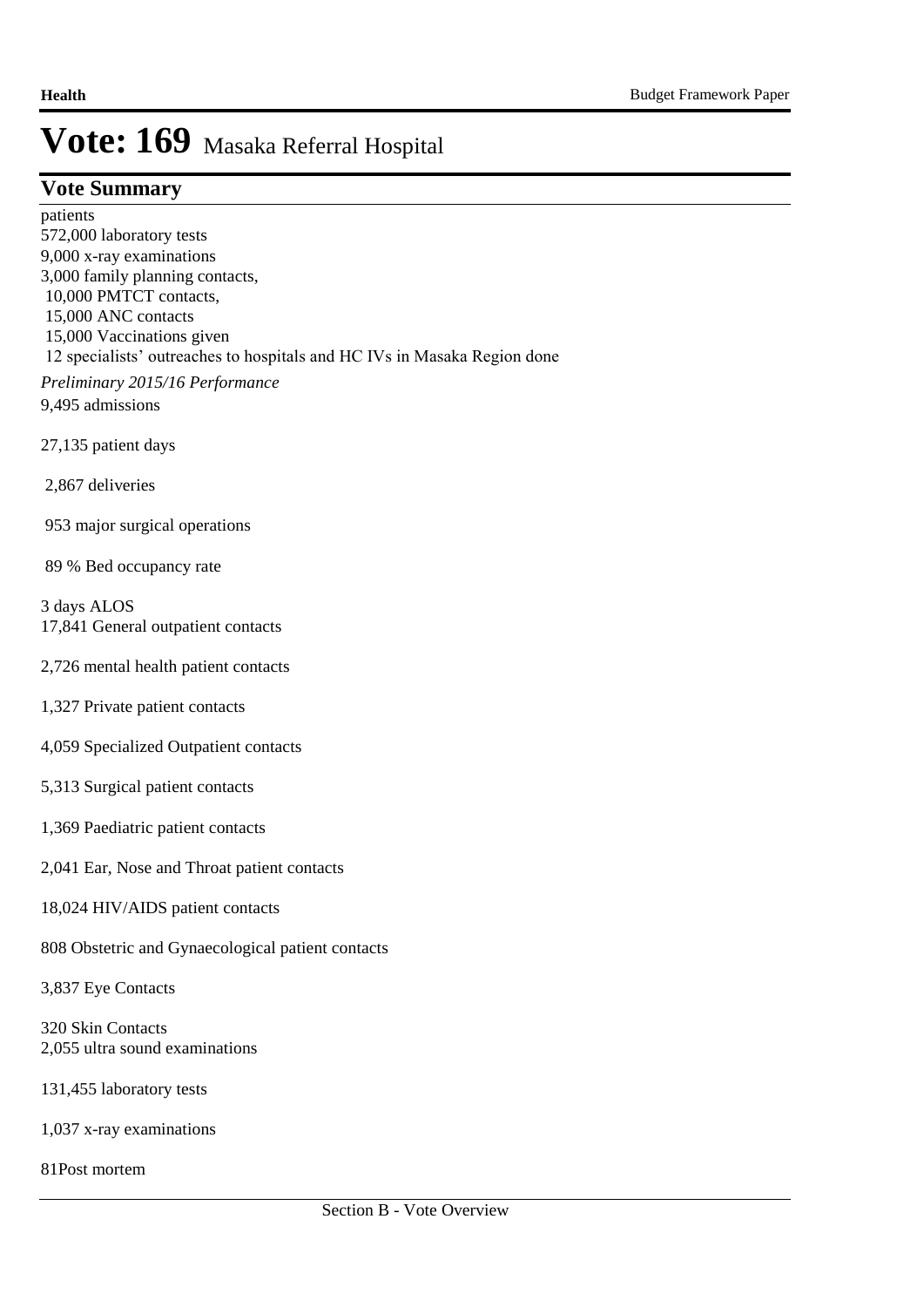# Vote: 169 Masaka Referral Hospital

## Vote Summary

patients
572,000 laboratory tests
9,000 x-ray examinations
3,000 family planning contacts,
10,000 PMTCT contacts,
15,000 ANC contacts
15,000 Vaccinations given
12 specialists' outreaches to hospitals and HC IVs in Masaka Region done

*Preliminary 2015/16 Performance*

9,495 admissions

27,135 patient days

2,867 deliveries

953 major surgical operations

89 % Bed occupancy rate

3 days ALOS
17,841 General outpatient contacts

2,726 mental health patient contacts

1,327 Private patient contacts

4,059 Specialized Outpatient contacts

5,313 Surgical patient contacts

1,369 Paediatric patient contacts

2,041 Ear, Nose and Throat patient contacts

18,024 HIV/AIDS patient contacts

808 Obstetric and Gynaecological patient contacts

3,837 Eye Contacts

320 Skin Contacts
2,055 ultra sound examinations

131,455 laboratory tests

1,037 x-ray examinations

81Post mortem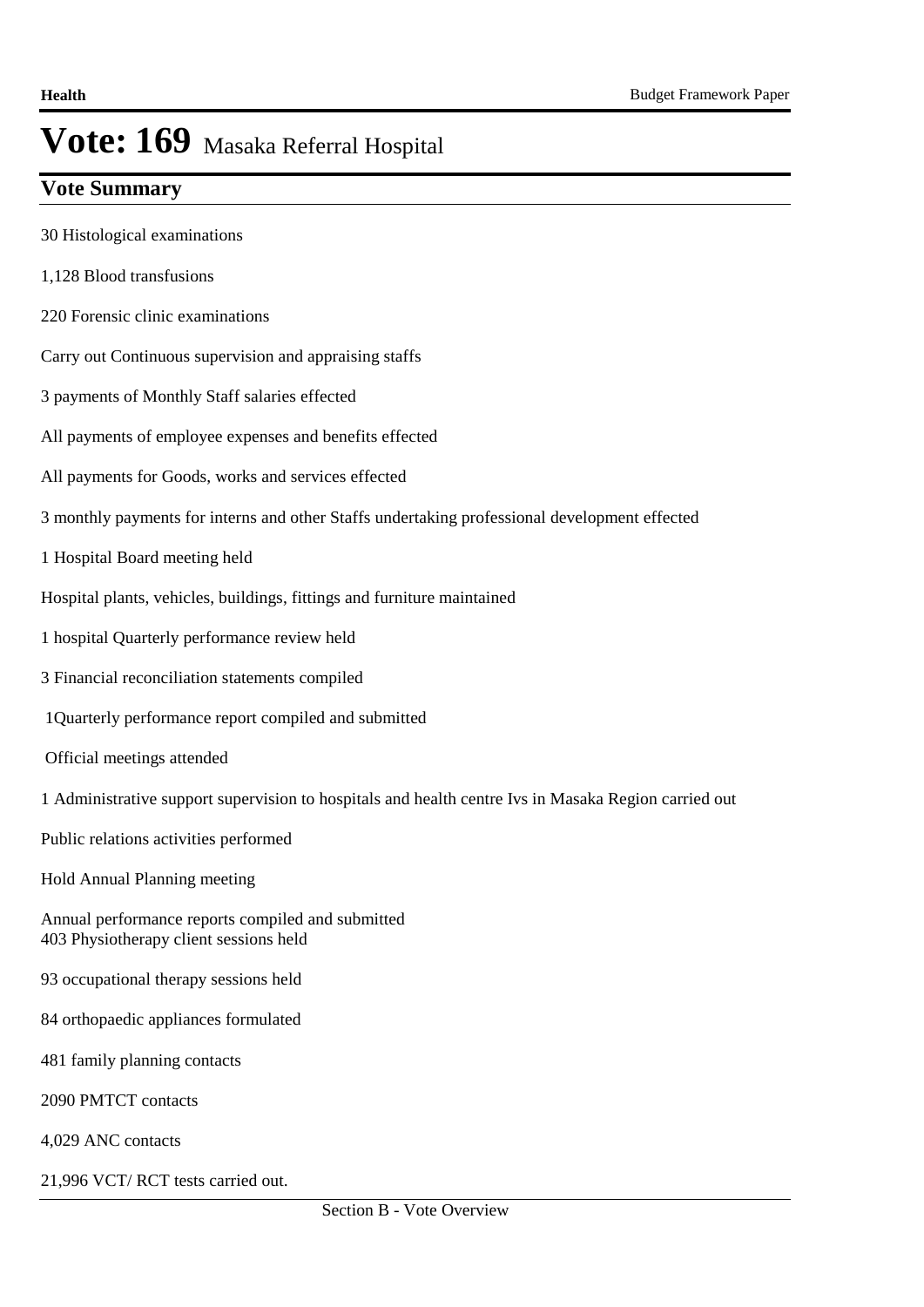# Vote: 169 Masaka Referral Hospital

## Vote Summary

30 Histological examinations

1,128 Blood transfusions

220 Forensic clinic examinations

Carry out Continuous supervision and appraising staffs

3 payments of Monthly Staff salaries effected

All payments of employee expenses and benefits effected

All payments for Goods, works and services effected

3 monthly payments for interns and other Staffs undertaking professional development effected

1 Hospital Board meeting held

Hospital plants, vehicles, buildings, fittings and furniture maintained

1 hospital Quarterly performance review held

3 Financial reconciliation statements compiled

1Quarterly performance report compiled and submitted

Official meetings attended

1 Administrative support supervision to hospitals and health centre Ivs in Masaka Region carried out

Public relations activities performed

Hold Annual Planning meeting

Annual performance reports compiled and submitted
403 Physiotherapy client sessions held

93 occupational therapy sessions held

84 orthopaedic appliances formulated

481 family planning contacts

2090 PMTCT contacts

4,029 ANC contacts

21,996 VCT/ RCT tests carried out.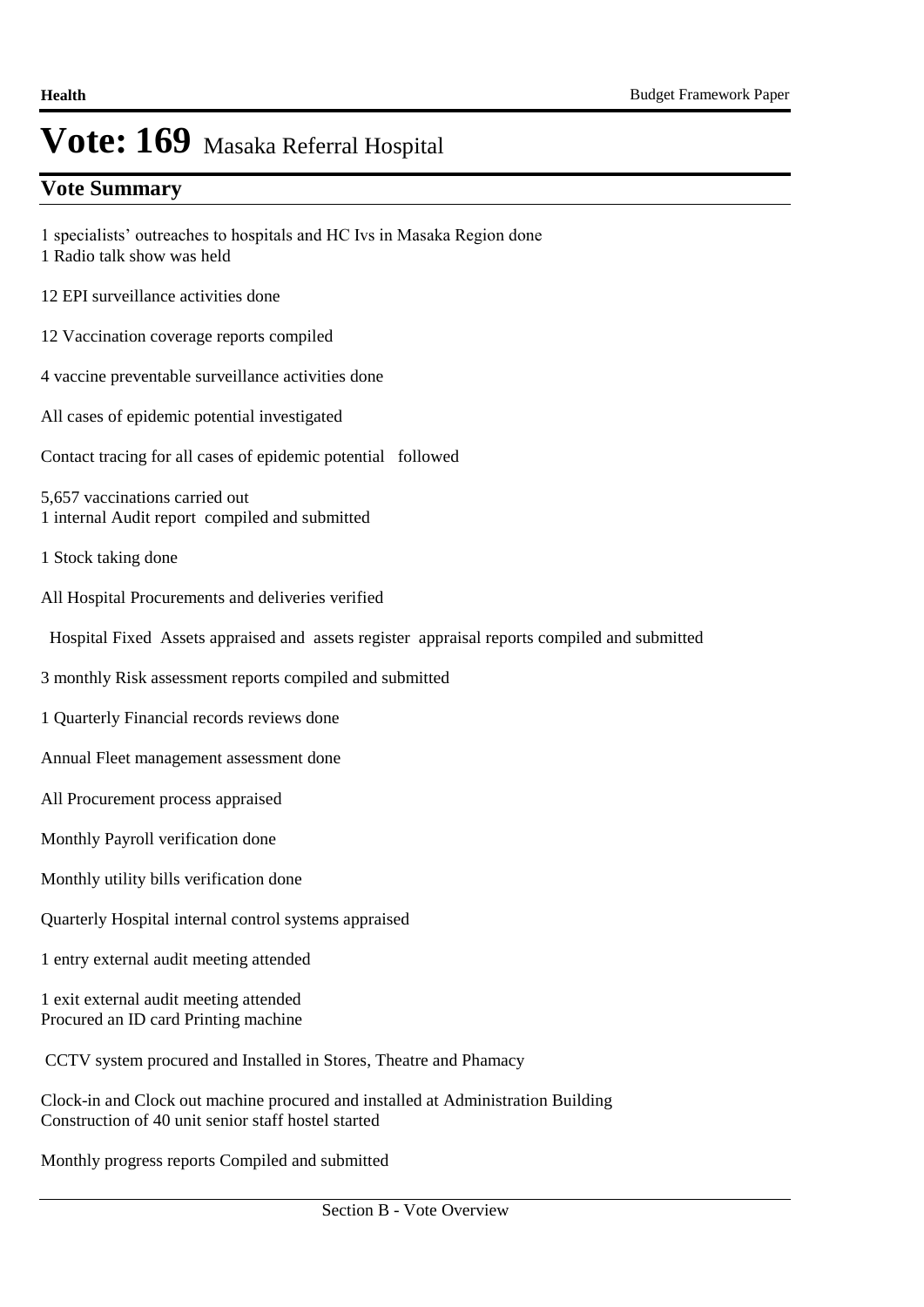# Vote: 169 Masaka Referral Hospital

## Vote Summary

1 specialists' outreaches to hospitals and HC Ivs in Masaka Region done
1 Radio talk show was held

12 EPI surveillance activities done

12 Vaccination coverage reports compiled

4 vaccine preventable surveillance activities done

All cases of epidemic potential investigated

Contact tracing for all cases of epidemic potential followed

5,657 vaccinations carried out
1 internal Audit report compiled and submitted

1 Stock taking done

All Hospital Procurements and deliveries verified

Hospital Fixed Assets appraised and assets register appraisal reports compiled and submitted

3 monthly Risk assessment reports compiled and submitted

1 Quarterly Financial records reviews done

Annual Fleet management assessment done

All Procurement process appraised

Monthly Payroll verification done

Monthly utility bills verification done

Quarterly Hospital internal control systems appraised

1 entry external audit meeting attended

1 exit external audit meeting attended
Procured an ID card Printing machine

CCTV system procured and Installed in Stores, Theatre and Phamacy

Clock-in and Clock out machine procured and installed at Administration Building
Construction of 40 unit senior staff hostel started

Monthly progress reports Compiled and submitted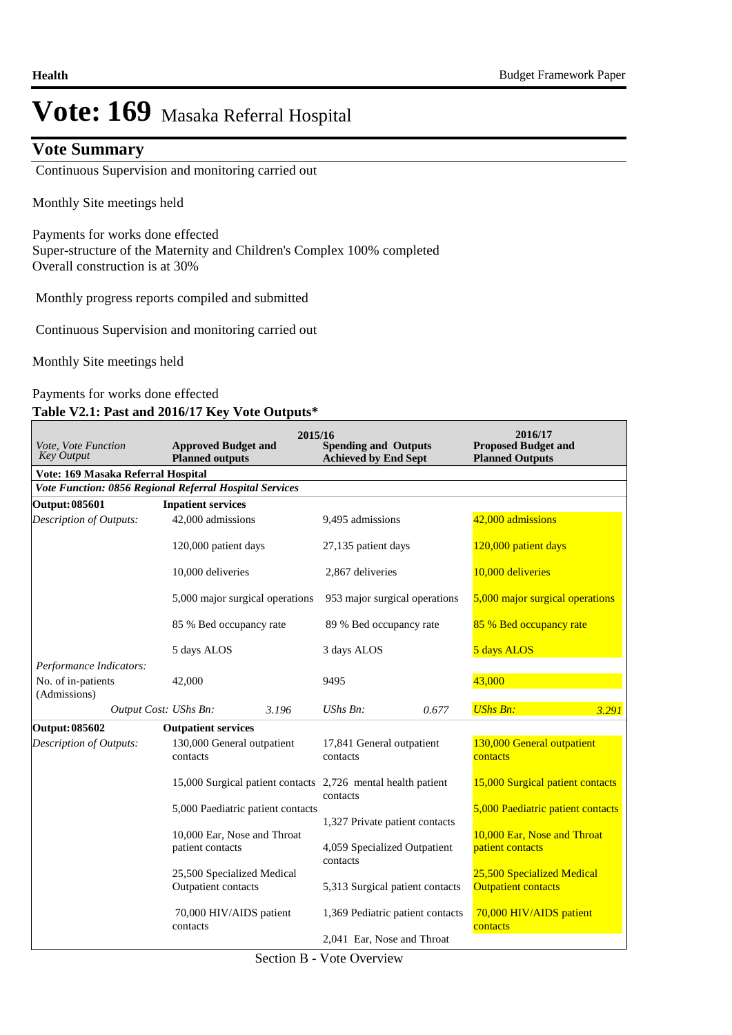# Vote: 169 Masaka Referral Hospital

## Vote Summary

Continuous Supervision and monitoring carried out

Monthly Site meetings held

Payments for works done effected
Super-structure of the Maternity and Children's Complex 100% completed
Overall construction is at 30%

Monthly progress reports compiled and submitted

Continuous Supervision and monitoring carried out

Monthly Site meetings held

Payments for works done effected

**Table V2.1: Past and 2016/17 Key Vote Outputs***

| *Vote, Vote Function Key Output* | 2015/16 **Approved Budget and Planned outputs** | **Spending and Outputs Achieved by End Sept** | 2016/17 **Proposed Budget and Planned Outputs** |
|---|---|---|---|
| **Vote: 169 Masaka Referral Hospital** | | | |
| ***Vote Function: 0856 Regional Referral Hospital Services*** | | | |
| **Output: 085601** | **Inpatient services** | | |
| *Description of Outputs:* | 42,000 admissions<br><br>120,000 patient days<br><br>10,000 deliveries<br><br>5,000 major surgical operations<br><br>85 % Bed occupancy rate<br><br>5 days ALOS | 9,495 admissions<br><br>27,135 patient days<br><br>2,867 deliveries<br><br>953 major surgical operations<br><br>89 % Bed occupancy rate<br><br>3 days ALOS | 42,000 admissions<br><br>120,000 patient days<br><br>10,000 deliveries<br><br>5,000 major surgical operations<br><br>85 % Bed occupancy rate<br><br>5 days ALOS |
| *Performance Indicators:* | | | |
| No. of in-patients (Admissions) | 42,000 | 9495 | 43,000 |
| *Output Cost: UShs Bn:* | *3.196* | *UShs Bn: 0.677* | *UShs Bn: 3.291* |
| **Output: 085602** | **Outpatient services** | | |
| *Description of Outputs:* | 130,000 General outpatient contacts<br><br>15,000 Surgical patient contacts<br><br>5,000 Paediatric patient contacts<br><br>10,000 Ear, Nose and Throat patient contacts<br><br>25,500 Specialized Medical Outpatient contacts<br><br>70,000 HIV/AIDS patient contacts | 17,841 General outpatient contacts<br><br>2,726 mental health patient contacts<br><br>1,327 Private patient contacts<br><br>4,059 Specialized Outpatient contacts<br><br>5,313 Surgical patient contacts<br><br>1,369 Pediatric patient contacts<br><br>2,041 Ear, Nose and Throat | 130,000 General outpatient contacts<br><br>15,000 Surgical patient contacts<br><br>5,000 Paediatric patient contacts<br><br>10,000 Ear, Nose and Throat patient contacts<br><br>25,500 Specialized Medical Outpatient contacts<br><br>70,000 HIV/AIDS patient contacts |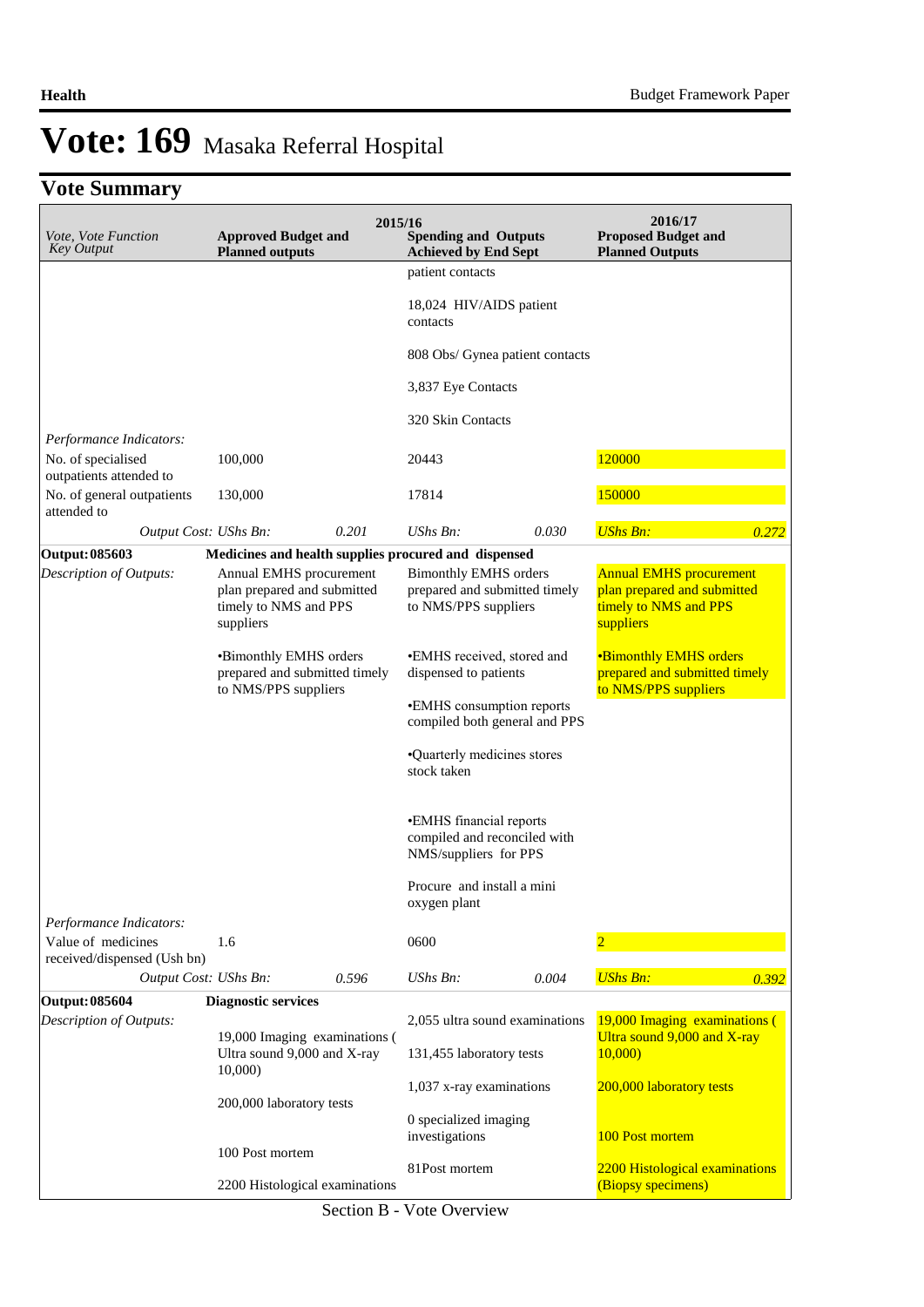# Vote: 169 Masaka Referral Hospital

## Vote Summary

| Vote, Vote Function Key Output | 2015/16 Approved Budget and Planned outputs | | 2015/16 Spending and Outputs Achieved by End Sept | | 2016/17 Proposed Budget and Planned Outputs | |
|---|---|---|---|---|---|---|
| | | | patient contacts<br><br>18,024 HIV/AIDS patient contacts<br><br>808 Obs/ Gynea patient contacts<br><br>3,837 Eye Contacts<br><br>320 Skin Contacts | | | |
| *Performance Indicators:* | | | | | | |
| No. of specialised outpatients attended to | 100,000 | | 20443 | | 120000 | |
| No. of general outpatients attended to | 130,000 | | 17814 | | 150000 | |
| *Output Cost: UShs Bn:* | | *0.201* | *UShs Bn:* | *0.030* | *UShs Bn:* | *0.272* |
| **Output: 085603** | **Medicines and health supplies procured and dispensed** | | | | | |
| *Description of Outputs:* | Annual EMHS procurement plan prepared and submitted timely to NMS and PPS suppliers<br><br>•Bimonthly EMHS orders prepared and submitted timely to NMS/PPS suppliers | | Bimonthly EMHS orders prepared and submitted timely to NMS/PPS suppliers<br><br>•EMHS received, stored and dispensed to patients<br><br>•EMHS consumption reports compiled both general and PPS<br><br>•Quarterly medicines stores stock taken<br><br>•EMHS financial reports compiled and reconciled with NMS/suppliers for PPS<br><br>Procure and install a mini oxygen plant | | Annual EMHS procurement plan prepared and submitted timely to NMS and PPS suppliers<br><br>•Bimonthly EMHS orders prepared and submitted timely to NMS/PPS suppliers | |
| *Performance Indicators:* | | | | | | |
| Value of medicines received/dispensed (Ush bn) | 1.6 | | 0600 | | 2 | |
| *Output Cost: UShs Bn:* | | *0.596* | *UShs Bn:* | *0.004* | *UShs Bn:* | *0.392* |
| **Output: 085604** | **Diagnostic services** | | | | | |
| *Description of Outputs:* | 19,000 Imaging examinations ( Ultra sound 9,000 and X-ray 10,000)<br><br>200,000 laboratory tests<br><br>100 Post mortem<br><br>2200 Histological examinations | | 2,055 ultra sound examinations<br><br>131,455 laboratory tests<br><br>1,037 x-ray examinations<br><br>0 specialized imaging investigations<br><br>81Post mortem | | 19,000 Imaging examinations ( Ultra sound 9,000 and X-ray 10,000)<br><br>200,000 laboratory tests<br><br>100 Post mortem<br><br>2200 Histological examinations (Biopsy specimens) | |

Section B - Vote Overview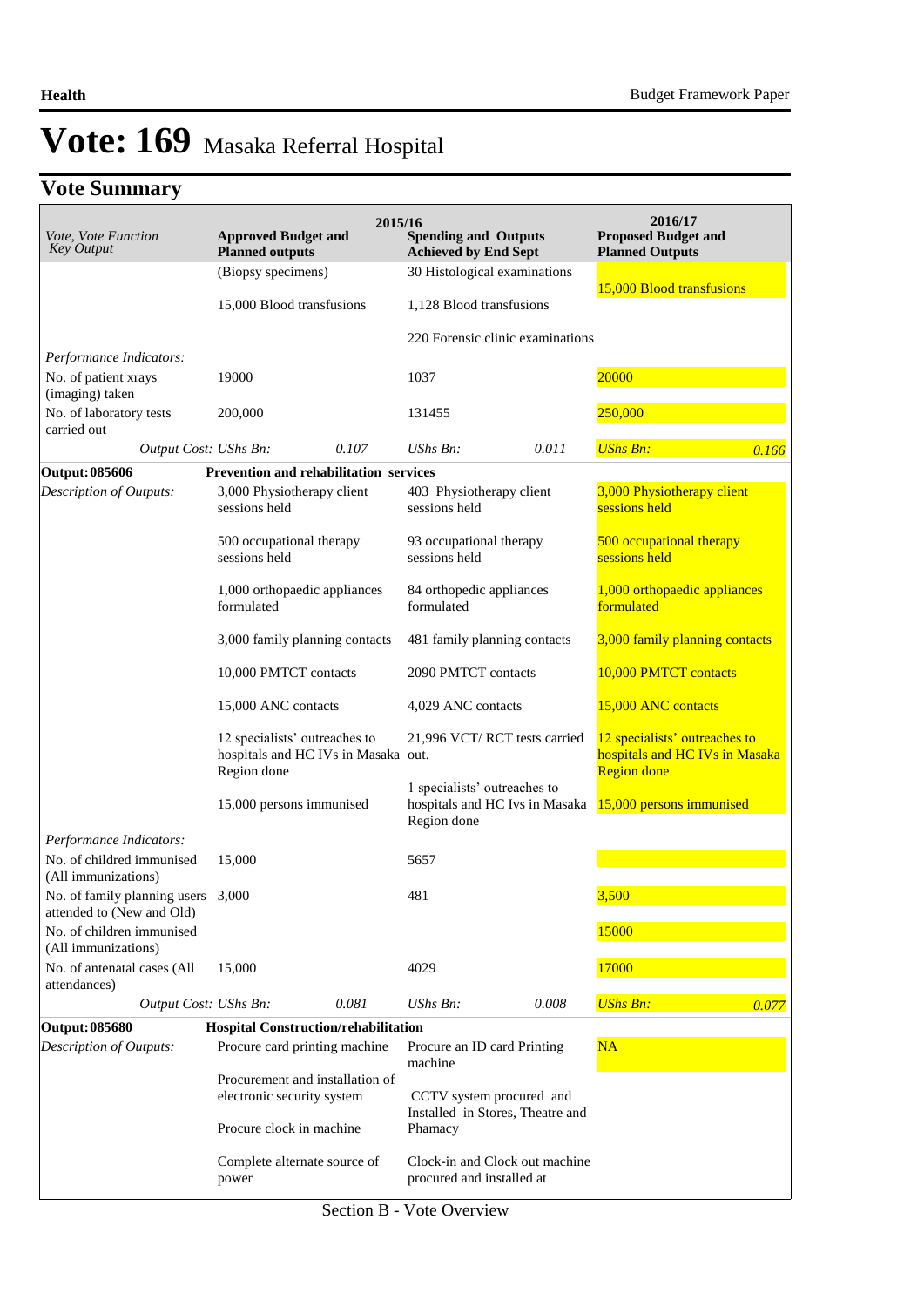# Vote: 169 Masaka Referral Hospital

## Vote Summary

| Vote, Vote Function Key Output | 2015/16 Approved Budget and Planned outputs | | 2015/16 Spending and Outputs Achieved by End Sept | | 2016/17 Proposed Budget and Planned Outputs | |
|---|---|---|---|---|---|---|
| | (Biopsy specimens) | | 30 Histological examinations | | 15,000 Blood transfusions | |
| | 15,000 Blood transfusions | | 1,128 Blood transfusions | | | |
| | | | 220 Forensic clinic examinations | | | |
| *Performance Indicators:* | | | | | | |
| No. of patient xrays (imaging) taken | 19000 | | 1037 | | 20000 | |
| No. of laboratory tests carried out | 200,000 | | 131455 | | 250,000 | |
| *Output Cost: UShs Bn:* | | *0.107* | *UShs Bn:* | *0.011* | *UShs Bn:* | *0.166* |
| **Output: 085606** | **Prevention and rehabilitation services** | | | | | |
| *Description of Outputs:* | 3,000 Physiotherapy client sessions held | | 403 Physiotherapy client sessions held | | 3,000 Physiotherapy client sessions held | |
| | 500 occupational therapy sessions held | | 93 occupational therapy sessions held | | 500 occupational therapy sessions held | |
| | 1,000 orthopaedic appliances formulated | | 84 orthopedic appliances formulated | | 1,000 orthopaedic appliances formulated | |
| | 3,000 family planning contacts | | 481 family planning contacts | | 3,000 family planning contacts | |
| | 10,000 PMTCT contacts | | 2090 PMTCT contacts | | 10,000 PMTCT contacts | |
| | 15,000 ANC contacts | | 4,029 ANC contacts | | 15,000 ANC contacts | |
| | 12 specialists' outreaches to hospitals and HC IVs in Masaka Region done | | 21,996 VCT/ RCT tests carried out. | | 12 specialists' outreaches to hospitals and HC IVs in Masaka Region done | |
| | 15,000 persons immunised | | 1 specialists' outreaches to hospitals and HC Ivs in Masaka Region done | | 15,000 persons immunised | |
| *Performance Indicators:* | | | | | | |
| No. of childred immunised (All immunizations) | 15,000 | | 5657 | | | |
| No. of family planning users attended to (New and Old) | 3,000 | | 481 | | 3,500 | |
| No. of children immunised (All immunizations) | | | | | 15000 | |
| No. of antenatal cases (All attendances) | 15,000 | | 4029 | | 17000 | |
| *Output Cost: UShs Bn:* | | *0.081* | *UShs Bn:* | *0.008* | *UShs Bn:* | *0.077* |
| **Output: 085680** | **Hospital Construction/rehabilitation** | | | | | |
| *Description of Outputs:* | Procure card printing machine | | Procure an ID card Printing machine | | NA | |
| | Procurement and installation of electronic security system | | CCTV system procured and Installed in Stores, Theatre and Phamacy | | | |
| | Procure clock in machine | | | | | |
| | Complete alternate source of power | | Clock-in and Clock out machine procured and installed at | | | |

Section B - Vote Overview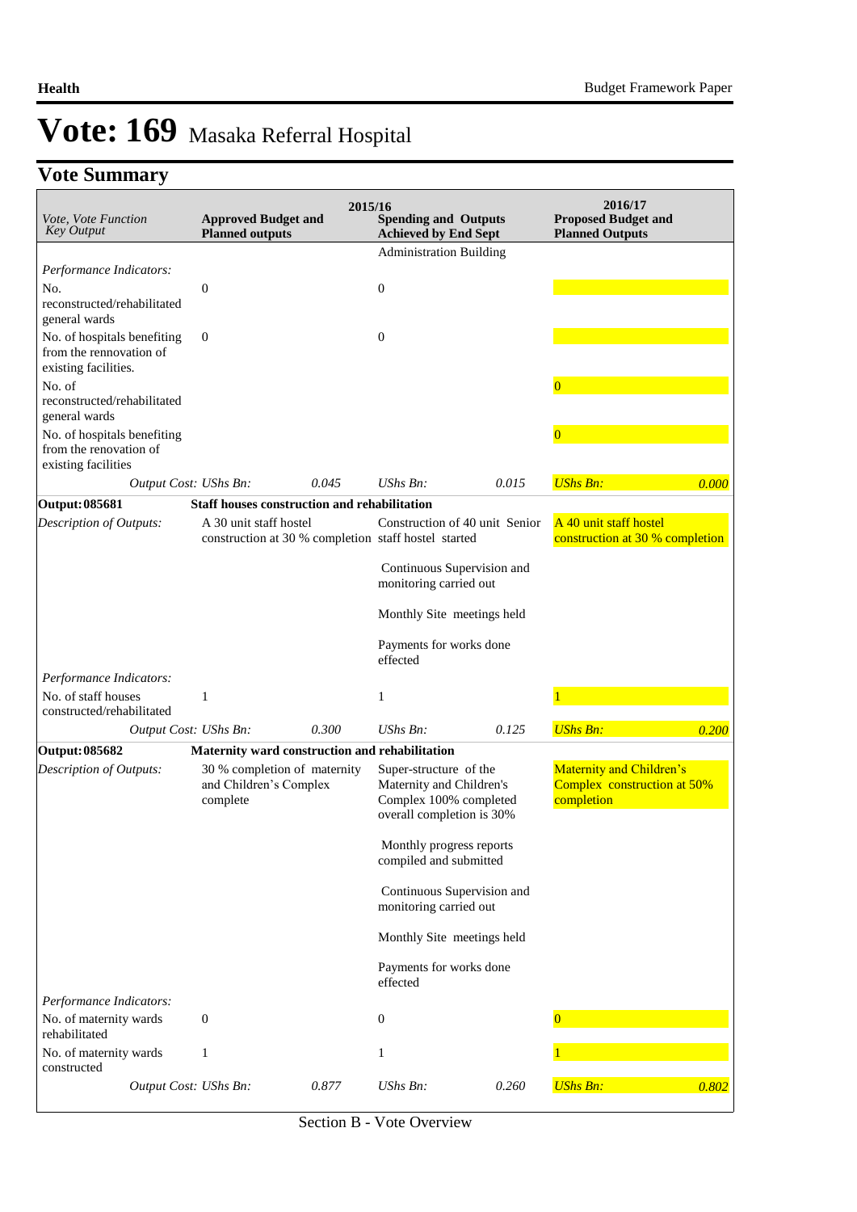# Vote: 169 Masaka Referral Hospital

## Vote Summary

| *Vote, Vote Function Key Output* | **2015/16 Approved Budget and Planned outputs** | | **Spending and Outputs Achieved by End Sept** | | **2016/17 Proposed Budget and Planned Outputs** | |
|---|---|---|---|---|---|---|
| | | | Administration Building | | | |
| *Performance Indicators:* | | | | | | |
| No. reconstructed/rehabilitated general wards | 0 | | 0 | | | |
| No. of hospitals benefiting from the rennovation of existing facilities. | 0 | | 0 | | | |
| No. of reconstructed/rehabilitated general wards | | | | | 0 | |
| No. of hospitals benefiting from the renovation of existing facilities | | | | | 0 | |
| *Output Cost: UShs Bn:* | | *0.045* | *UShs Bn:* | *0.015* | *UShs Bn:* | *0.000* |
| **Output: 085681** | **Staff houses construction and rehabilitation** | | | | | |
| *Description of Outputs:* | A 30 unit staff hostel construction at 30 % completion | | Construction of 40 unit Senior staff hostel started<br><br>Continuous Supervision and monitoring carried out<br><br>Monthly Site meetings held<br><br>Payments for works done effected | | A 40 unit staff hostel construction at 30 % completion | |
| *Performance Indicators:* | | | | | | |
| No. of staff houses constructed/rehabilitated | 1 | | 1 | | 1 | |
| *Output Cost: UShs Bn:* | | *0.300* | *UShs Bn:* | *0.125* | *UShs Bn:* | *0.200* |
| **Output: 085682** | **Maternity ward construction and rehabilitation** | | | | | |
| *Description of Outputs:* | 30 % completion of maternity and Children's Complex complete | | Super-structure of the Maternity and Children's Complex 100% completed overall completion is 30%<br><br>Monthly progress reports compiled and submitted<br><br>Continuous Supervision and monitoring carried out<br><br>Monthly Site meetings held<br><br>Payments for works done effected | | Maternity and Children's Complex construction at 50% completion | |
| *Performance Indicators:* | | | | | | |
| No. of maternity wards rehabilitated | 0 | | 0 | | 0 | |
| No. of maternity wards constructed | 1 | | 1 | | 1 | |
| *Output Cost: UShs Bn:* | | *0.877* | *UShs Bn:* | *0.260* | *UShs Bn:* | *0.802* |

Section B - Vote Overview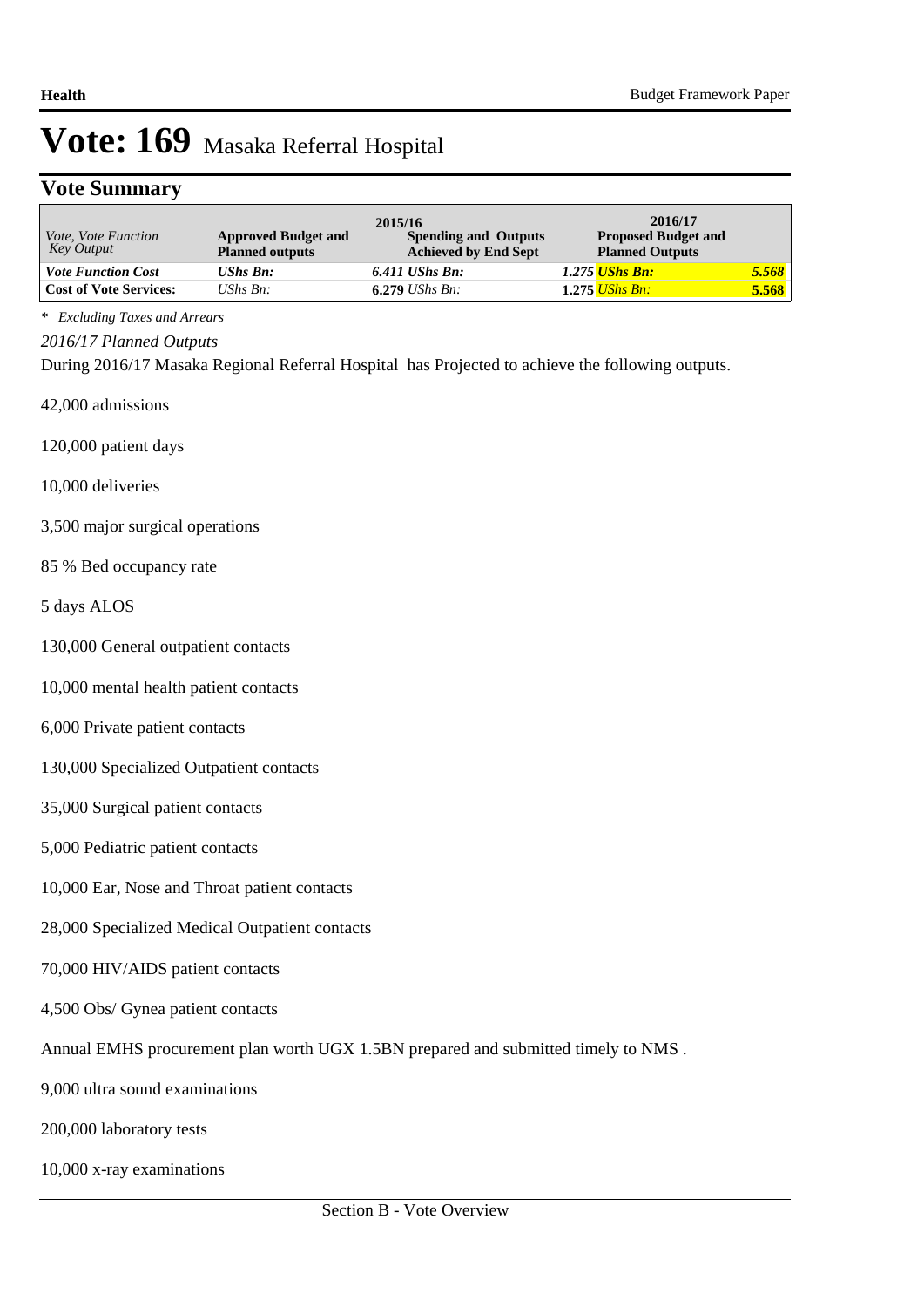# Vote: 169 Masaka Referral Hospital

## Vote Summary

| *Vote, Vote Function Key Output* | 2015/16 Approved Budget and Planned outputs | Spending and Outputs Achieved by End Sept | 2016/17 Proposed Budget and Planned Outputs |
|---|---|---|---|
| ***Vote Function Cost*** | ***UShs Bn:*** *6.411* | ***UShs Bn:*** *1.275* | ***UShs Bn:*** ***5.568*** |
| **Cost of Vote Services:** | *UShs Bn:* **6.279** | *UShs Bn:* **1.275** | *UShs Bn:* **5.568** |

*\* Excluding Taxes and Arrears*

*2016/17 Planned Outputs*

During 2016/17 Masaka Regional Referral Hospital has Projected to achieve the following outputs.

42,000 admissions

120,000 patient days

10,000 deliveries

3,500 major surgical operations

85 % Bed occupancy rate

5 days ALOS

130,000 General outpatient contacts

10,000 mental health patient contacts

6,000 Private patient contacts

130,000 Specialized Outpatient contacts

35,000 Surgical patient contacts

5,000 Pediatric patient contacts

10,000 Ear, Nose and Throat patient contacts

28,000 Specialized Medical Outpatient contacts

70,000 HIV/AIDS patient contacts

4,500 Obs/ Gynea patient contacts

Annual EMHS procurement plan worth UGX 1.5BN prepared and submitted timely to NMS .

9,000 ultra sound examinations

200,000 laboratory tests

10,000 x-ray examinations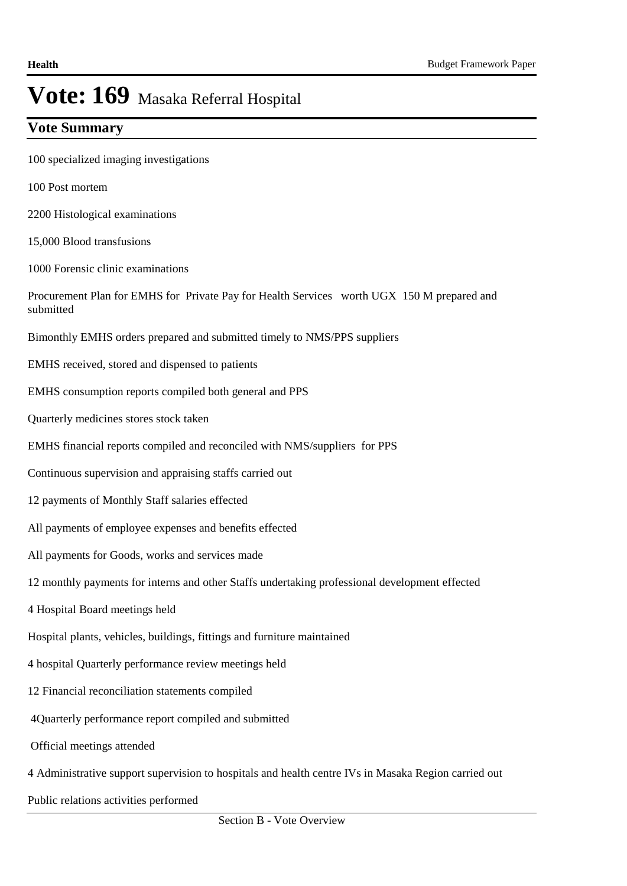# Vote: 169 Masaka Referral Hospital

## Vote Summary

100 specialized imaging investigations

100 Post mortem

2200 Histological examinations

15,000 Blood transfusions

1000 Forensic clinic examinations

Procurement Plan for EMHS for Private Pay for Health Services worth UGX 150 M prepared and submitted

Bimonthly EMHS orders prepared and submitted timely to NMS/PPS suppliers

EMHS received, stored and dispensed to patients

EMHS consumption reports compiled both general and PPS

Quarterly medicines stores stock taken

EMHS financial reports compiled and reconciled with NMS/suppliers for PPS

Continuous supervision and appraising staffs carried out

12 payments of Monthly Staff salaries effected

All payments of employee expenses and benefits effected

All payments for Goods, works and services made

12 monthly payments for interns and other Staffs undertaking professional development effected

4 Hospital Board meetings held

Hospital plants, vehicles, buildings, fittings and furniture maintained

4 hospital Quarterly performance review meetings held

12 Financial reconciliation statements compiled

4Quarterly performance report compiled and submitted

Official meetings attended

4 Administrative support supervision to hospitals and health centre IVs in Masaka Region carried out

Public relations activities performed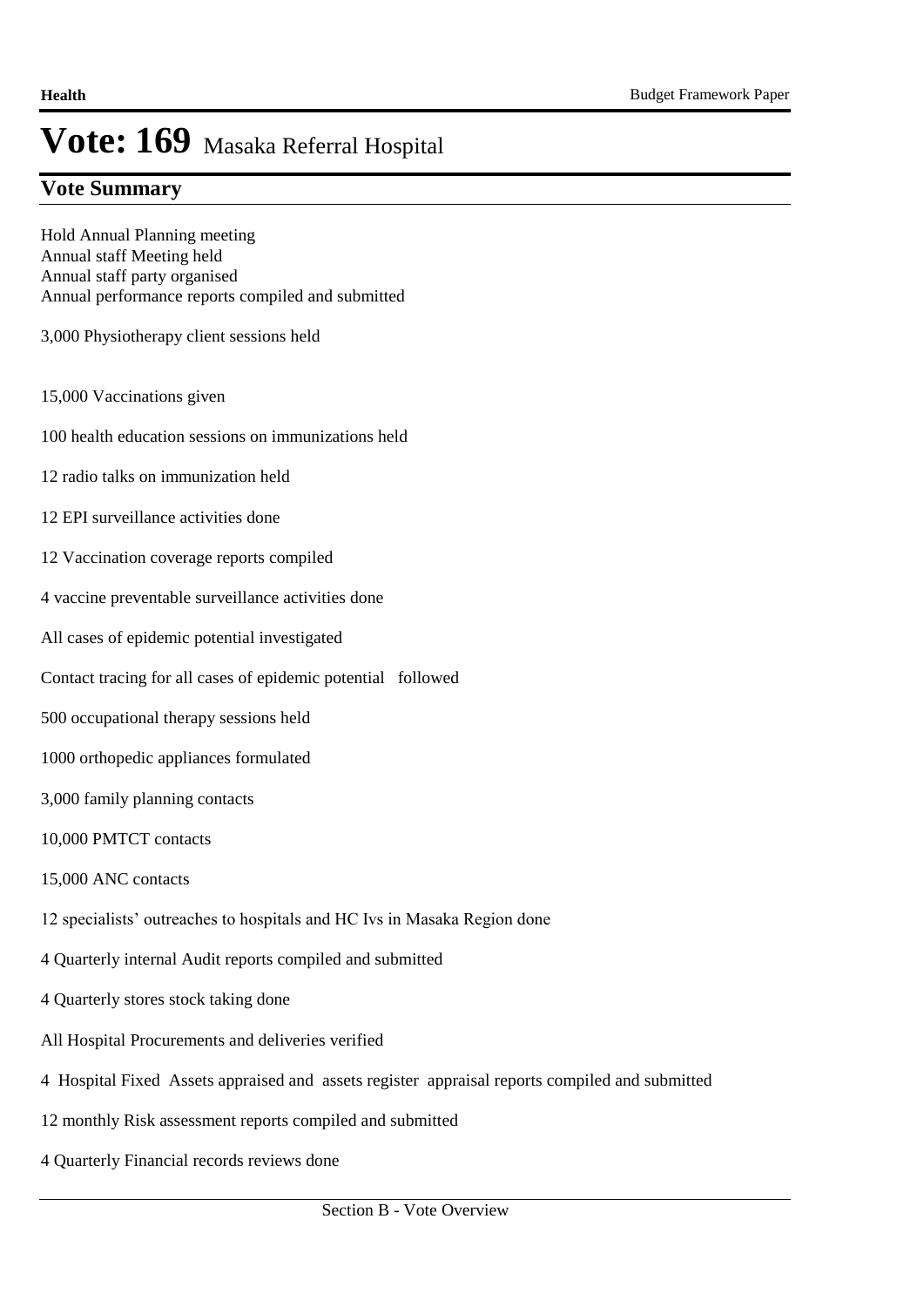# Vote: 169 Masaka Referral Hospital

## Vote Summary

Hold Annual Planning meeting
Annual staff Meeting held
Annual staff party organised
Annual performance reports compiled and submitted

3,000 Physiotherapy client sessions held

15,000 Vaccinations given

100 health education sessions on immunizations held

12 radio talks on immunization held

12 EPI surveillance activities done

12 Vaccination coverage reports compiled

4 vaccine preventable surveillance activities done

All cases of epidemic potential investigated

Contact tracing for all cases of epidemic potential followed

500 occupational therapy sessions held

1000 orthopedic appliances formulated

3,000 family planning contacts

10,000 PMTCT contacts

15,000 ANC contacts

12 specialists' outreaches to hospitals and HC Ivs in Masaka Region done

4 Quarterly internal Audit reports compiled and submitted

4 Quarterly stores stock taking done

All Hospital Procurements and deliveries verified

4 Hospital Fixed Assets appraised and assets register appraisal reports compiled and submitted

12 monthly Risk assessment reports compiled and submitted

4 Quarterly Financial records reviews done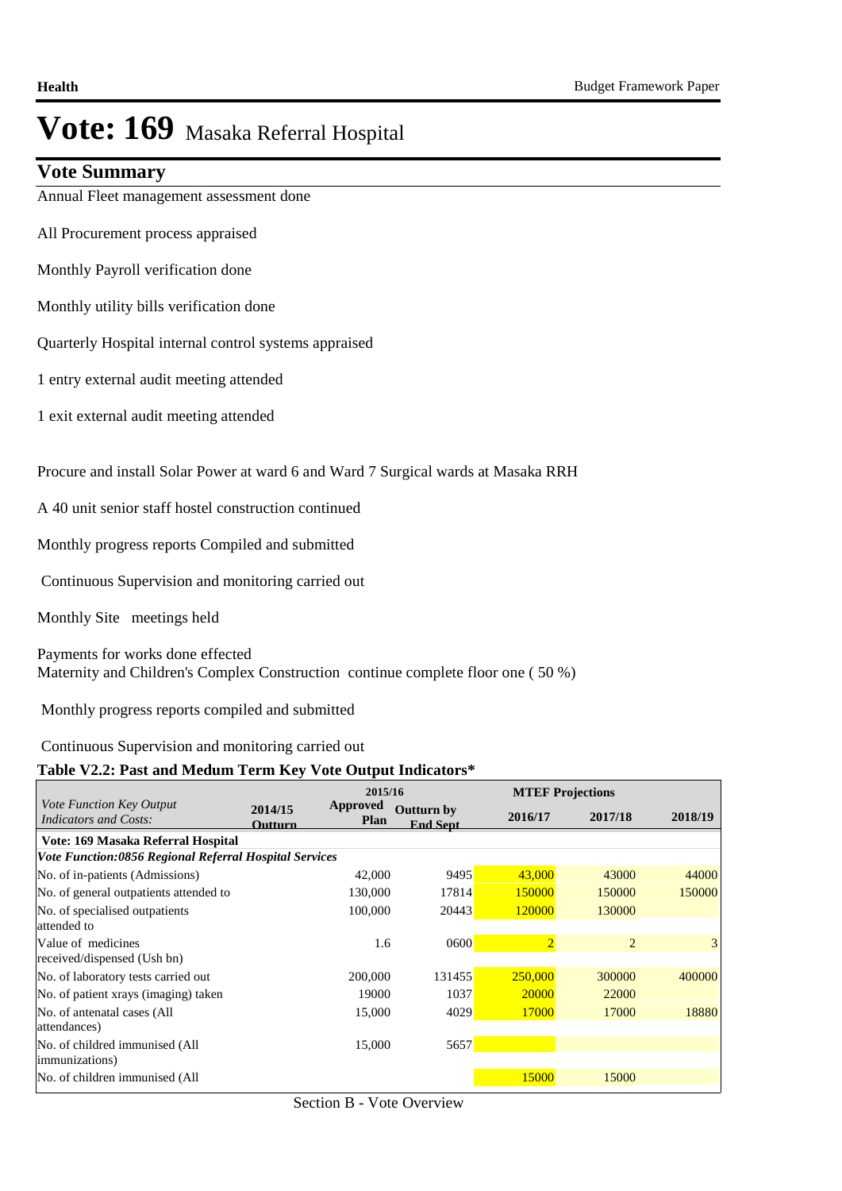# Vote: 169 Masaka Referral Hospital

## Vote Summary

Annual Fleet management assessment done

All Procurement process appraised

Monthly Payroll verification done

Monthly utility bills verification done

Quarterly Hospital internal control systems appraised

1 entry external audit meeting attended

1 exit external audit meeting attended

Procure and install Solar Power at ward 6 and Ward 7 Surgical wards at Masaka RRH

A 40 unit senior staff hostel construction continued

Monthly progress reports Compiled and submitted

Continuous Supervision and monitoring carried out

Monthly Site meetings held

Payments for works done effected
Maternity and Children's Complex Construction continue complete floor one ( 50 %)

Monthly progress reports compiled and submitted

Continuous Supervision and monitoring carried out

**Table V2.2: Past and Medum Term Key Vote Output Indicators***

| *Vote Function Key Output Indicators and Costs:* | 2014/15 Outturn | 2015/16 Approved Plan | 2015/16 Outturn by End Sept | MTEF Projections 2016/17 | 2017/18 | 2018/19 |
|---|---|---|---|---|---|---|
| **Vote: 169 Masaka Referral Hospital** | | | | | | |
| ***Vote Function:0856 Regional Referral Hospital Services*** | | | | | | |
| No. of in-patients (Admissions) | | 42,000 | 9495 | 43,000 | 43000 | 44000 |
| No. of general outpatients attended to | | 130,000 | 17814 | 150000 | 150000 | 150000 |
| No. of specialised outpatients attended to | | 100,000 | 20443 | 120000 | 130000 | |
| Value of medicines received/dispensed (Ush bn) | | 1.6 | 0600 | 2 | 2 | 3 |
| No. of laboratory tests carried out | | 200,000 | 131455 | 250,000 | 300000 | 400000 |
| No. of patient xrays (imaging) taken | | 19000 | 1037 | 20000 | 22000 | |
| No. of antenatal cases (All attendances) | | 15,000 | 4029 | 17000 | 17000 | 18880 |
| No. of childred immunised (All immunizations) | | 15,000 | 5657 | | | |
| No. of children immunised (All | | | | 15000 | 15000 | |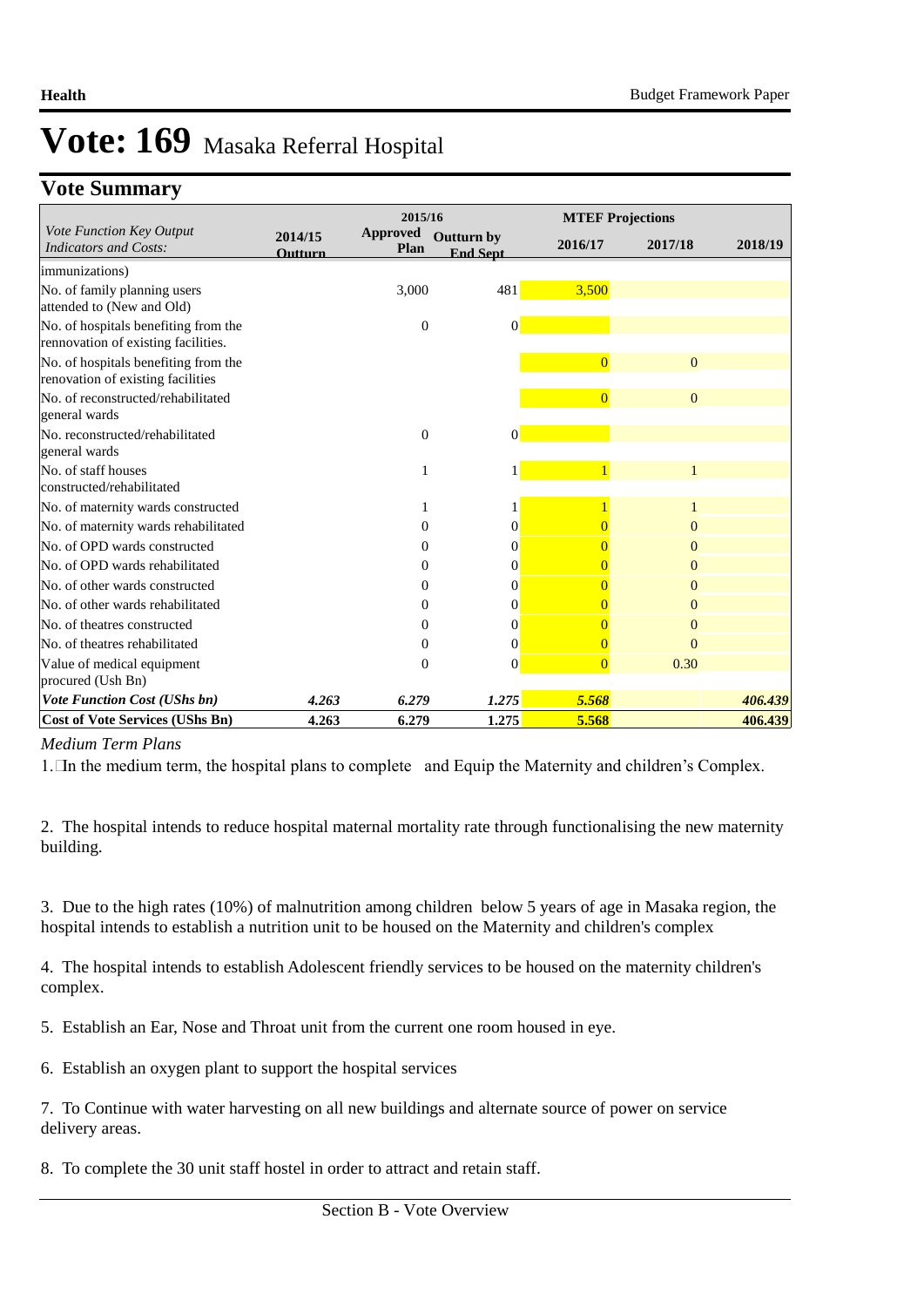# Vote: 169 Masaka Referral Hospital

## Vote Summary

| Vote Function Key Output Indicators and Costs: | 2014/15 Outturn | 2015/16 Approved Plan | 2015/16 Outturn by End Sept | MTEF Projections 2016/17 | MTEF Projections 2017/18 | MTEF Projections 2018/19 |
|---|---|---|---|---|---|---|
| immunizations) | | | | | | |
| No. of family planning users attended to (New and Old) | | 3,000 | 481 | 3,500 | | |
| No. of hospitals benefiting from the rennovation of existing facilities. | | 0 | 0 | | | |
| No. of hospitals benefiting from the renovation of existing facilities | | | | 0 | 0 | |
| No. of reconstructed/rehabilitated general wards | | | | 0 | 0 | |
| No. reconstructed/rehabilitated general wards | | 0 | 0 | | | |
| No. of staff houses constructed/rehabilitated | | 1 | 1 | 1 | 1 | |
| No. of maternity wards constructed | | 1 | 1 | 1 | 1 | |
| No. of maternity wards rehabilitated | | 0 | 0 | 0 | 0 | |
| No. of OPD wards constructed | | 0 | 0 | 0 | 0 | |
| No. of OPD wards rehabilitated | | 0 | 0 | 0 | 0 | |
| No. of other wards constructed | | 0 | 0 | 0 | 0 | |
| No. of other wards rehabilitated | | 0 | 0 | 0 | 0 | |
| No. of theatres constructed | | 0 | 0 | 0 | 0 | |
| No. of theatres rehabilitated | | 0 | 0 | 0 | 0 | |
| Value of medical equipment procured (Ush Bn) | | 0 | 0 | 0 | 0.30 | |
| ***Vote Function Cost (UShs bn)*** | *4.263* | *6.279* | *1.275* | *5.568* | | *406.439* |
| **Cost of Vote Services (UShs Bn)** | **4.263** | **6.279** | **1.275** | **5.568** | | **406.439** |

*Medium Term Plans*

1. In the medium term, the hospital plans to complete and Equip the Maternity and children's Complex.

2. The hospital intends to reduce hospital maternal mortality rate through functionalising the new maternity building.

3. Due to the high rates (10%) of malnutrition among children below 5 years of age in Masaka region, the hospital intends to establish a nutrition unit to be housed on the Maternity and children's complex

4. The hospital intends to establish Adolescent friendly services to be housed on the maternity children's complex.

5. Establish an Ear, Nose and Throat unit from the current one room housed in eye.

6. Establish an oxygen plant to support the hospital services

7. To Continue with water harvesting on all new buildings and alternate source of power on service delivery areas.

8. To complete the 30 unit staff hostel in order to attract and retain staff.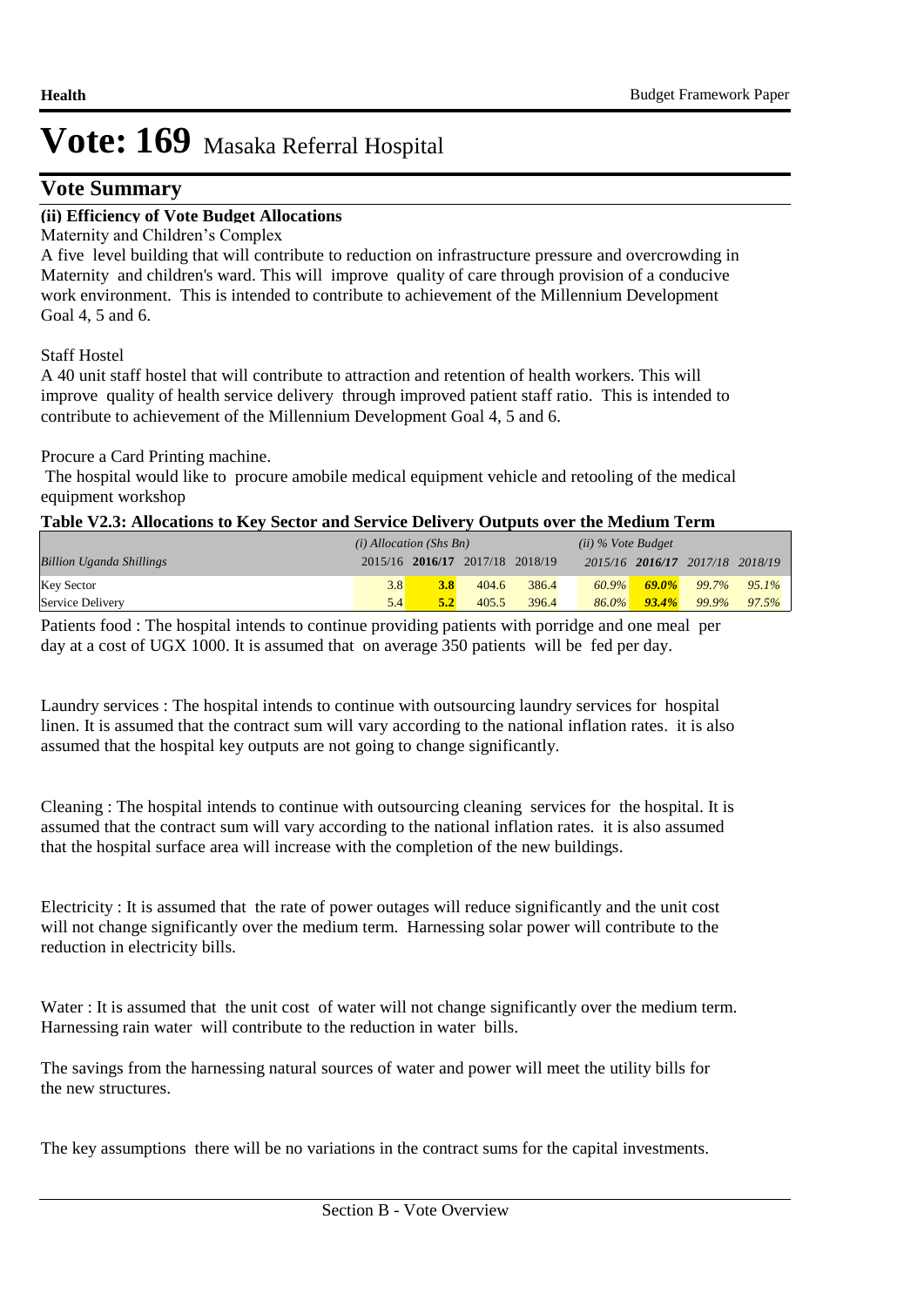# Vote: 169 Masaka Referral Hospital

## Vote Summary

**(ii) Efficiency of Vote Budget Allocations**

Maternity and Children's Complex

A five level building that will contribute to reduction on infrastructure pressure and overcrowding in Maternity and children's ward. This will improve quality of care through provision of a conducive work environment. This is intended to contribute to achievement of the Millennium Development Goal 4, 5 and 6.

Staff Hostel

A 40 unit staff hostel that will contribute to attraction and retention of health workers. This will improve quality of health service delivery through improved patient staff ratio. This is intended to contribute to achievement of the Millennium Development Goal 4, 5 and 6.

Procure a Card Printing machine.

The hospital would like to procure amobile medical equipment vehicle and retooling of the medical equipment workshop

**Table V2.3: Allocations to Key Sector and Service Delivery Outputs over the Medium Term**

| | *(i) Allocation (Shs Bn)* | | | | *(ii) % Vote Budget* | | | |
|---|---|---|---|---|---|---|---|---|
| *Billion Uganda Shillings* | 2015/16 | **2016/17** | 2017/18 | 2018/19 | *2015/16* | ***2016/17*** | *2017/18* | *2018/19* |
| Key Sector | 3.8 | **3.8** | 404.6 | 386.4 | *60.9%* | ***69.0%*** | *99.7%* | *95.1%* |
| Service Delivery | 5.4 | **5.2** | 405.5 | 396.4 | *86.0%* | ***93.4%*** | *99.9%* | *97.5%* |

Patients food : The hospital intends to continue providing patients with porridge and one meal per day at a cost of UGX 1000. It is assumed that on average 350 patients will be fed per day.

Laundry services : The hospital intends to continue with outsourcing laundry services for hospital linen. It is assumed that the contract sum will vary according to the national inflation rates. it is also assumed that the hospital key outputs are not going to change significantly.

Cleaning : The hospital intends to continue with outsourcing cleaning services for the hospital. It is assumed that the contract sum will vary according to the national inflation rates. it is also assumed that the hospital surface area will increase with the completion of the new buildings.

Electricity : It is assumed that the rate of power outages will reduce significantly and the unit cost will not change significantly over the medium term. Harnessing solar power will contribute to the reduction in electricity bills.

Water : It is assumed that the unit cost of water will not change significantly over the medium term. Harnessing rain water will contribute to the reduction in water bills.

The savings from the harnessing natural sources of water and power will meet the utility bills for the new structures.

The key assumptions there will be no variations in the contract sums for the capital investments.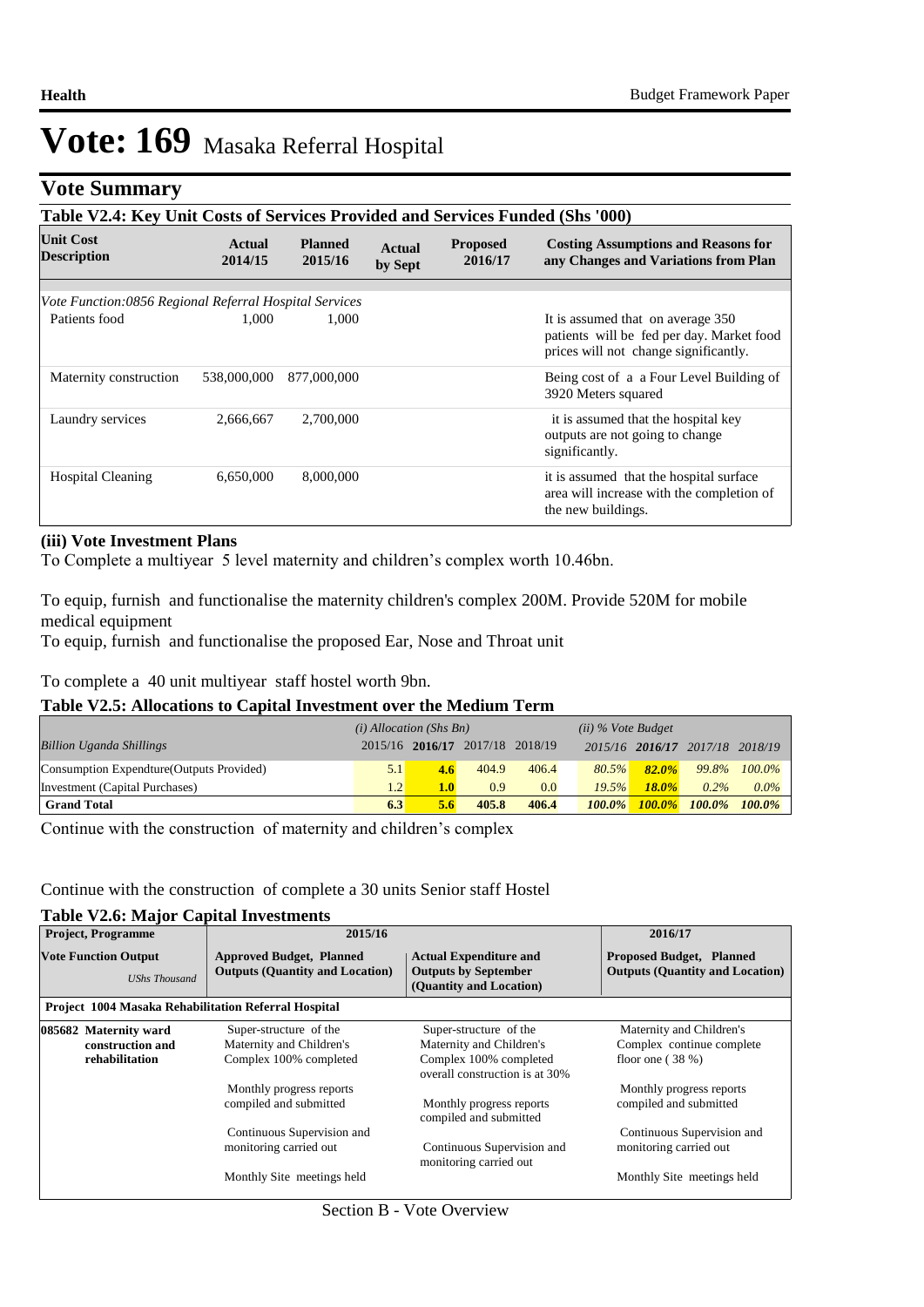# Vote: 169 Masaka Referral Hospital

## Vote Summary

**Table V2.4: Key Unit Costs of Services Provided and Services Funded (Shs '000)**

| Unit Cost Description | Actual 2014/15 | Planned 2015/16 | Actual by Sept | Proposed 2016/17 | Costing Assumptions and Reasons for any Changes and Variations from Plan |
|---|---|---|---|---|---|
| *Vote Function:0856 Regional Referral Hospital Services* | | | | | |
| Patients food | 1,000 | 1,000 | | | It is assumed that on average 350 patients will be fed per day. Market food prices will not change significantly. |
| Maternity construction | 538,000,000 | 877,000,000 | | | Being cost of a a Four Level Building of 3920 Meters squared |
| Laundry services | 2,666,667 | 2,700,000 | | | it is assumed that the hospital key outputs are not going to change significantly. |
| Hospital Cleaning | 6,650,000 | 8,000,000 | | | it is assumed that the hospital surface area will increase with the completion of the new buildings. |

**(iii) Vote Investment Plans**

To Complete a multiyear 5 level maternity and children's complex worth 10.46bn.

To equip, furnish and functionalise the maternity children's complex 200M. Provide 520M for mobile medical equipment

To equip, furnish and functionalise the proposed Ear, Nose and Throat unit

To complete a 40 unit multiyear staff hostel worth 9bn.

**Table V2.5: Allocations to Capital Investment over the Medium Term**

| *Billion Uganda Shillings* | *(i) Allocation (Shs Bn)* 2015/16 | **2016/17** | 2017/18 | 2018/19 | *(ii) % Vote Budget* 2015/16 | **2016/17** | 2017/18 | 2018/19 |
|---|---|---|---|---|---|---|---|---|
| Consumption Expenditure(Outputs Provided) | 5.1 | **4.6** | 404.9 | 406.4 | *80.5%* | ***82.0%*** | *99.8%* | *100.0%* |
| Investment (Capital Purchases) | 1.2 | **1.0** | 0.9 | 0.0 | *19.5%* | ***18.0%*** | *0.2%* | *0.0%* |
| **Grand Total** | **6.3** | **5.6** | **405.8** | **406.4** | ***100.0%*** | ***100.0%*** | ***100.0%*** | ***100.0%*** |

Continue with the construction of maternity and children's complex

Continue with the construction of complete a 30 units Senior staff Hostel

**Table V2.6: Major Capital Investments**

| Project, Programme | 2015/16 | | 2016/17 |
|---|---|---|---|
| **Vote Function Output** *UShs Thousand* | **Approved Budget, Planned Outputs (Quantity and Location)** | **Actual Expenditure and Outputs by September (Quantity and Location)** | **Proposed Budget, Planned Outputs (Quantity and Location)** |
| **Project 1004 Masaka Rehabilitation Referral Hospital** | | | |
| **085682 Maternity ward construction and rehabilitation** | Super-structure of the Maternity and Children's Complex 100% completed<br><br>Monthly progress reports compiled and submitted<br><br>Continuous Supervision and monitoring carried out<br><br>Monthly Site meetings held | Super-structure of the Maternity and Children's Complex 100% completed overall construction is at 30%<br><br>Monthly progress reports compiled and submitted<br><br>Continuous Supervision and monitoring carried out | Maternity and Children's Complex continue complete floor one ( 38 %)<br><br>Monthly progress reports compiled and submitted<br><br>Continuous Supervision and monitoring carried out<br><br>Monthly Site meetings held |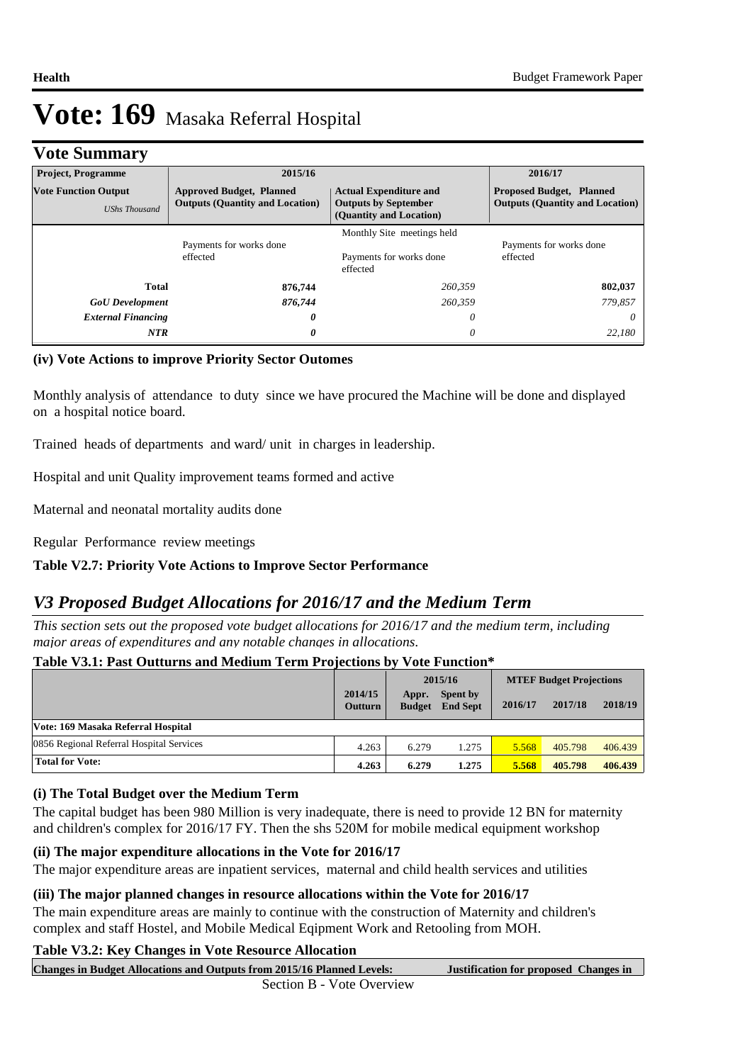# Vote: 169 Masaka Referral Hospital

## Vote Summary

| Project, Programme | 2015/16 | | 2016/17 |
|---|---|---|---|
| **Vote Function Output** *UShs Thousand* | **Approved Budget, Planned Outputs (Quantity and Location)** | **Actual Expenditure and Outputs by September (Quantity and Location)** | **Proposed Budget, Planned Outputs (Quantity and Location)** |
| | Payments for works done effected | Monthly Site meetings held<br><br>Payments for works done effected | Payments for works done effected |
| **Total** | **876,744** | *260,359* | **802,037** |
| ***GoU Development*** | ***876,744*** | *260,359* | *779,857* |
| ***External Financing*** | ***0*** | *0* | *0* |
| ***NTR*** | ***0*** | *0* | *22,180* |

**(iv) Vote Actions to improve Priority Sector Outomes**

Monthly analysis of attendance to duty since we have procured the Machine will be done and displayed on a hospital notice board.

Trained heads of departments and ward/ unit in charges in leadership.

Hospital and unit Quality improvement teams formed and active

Maternal and neonatal mortality audits done

Regular Performance review meetings

**Table V2.7: Priority Vote Actions to Improve Sector Performance**

## *V3 Proposed Budget Allocations for 2016/17 and the Medium Term*

*This section sets out the proposed vote budget allocations for 2016/17 and the medium term, including major areas of expenditures and any notable changes in allocations.*

**Table V3.1: Past Outturns and Medium Term Projections by Vote Function\***

| | 2014/15 Outturn | 2015/16 Appr. Budget | 2015/16 Spent by End Sept | 2016/17 | 2017/18 | 2018/19 |
|---|---|---|---|---|---|---|
| **Vote: 169 Masaka Referral Hospital** | | | | | | |
| 0856 Regional Referral Hospital Services | 4.263 | 6.279 | 1.275 | 5.568 | 405.798 | 406.439 |
| **Total for Vote:** | **4.263** | **6.279** | **1.275** | **5.568** | **405.798** | **406.439** |

*(2016/17, 2017/18 and 2018/19 are MTEF Budget Projections)*

**(i) The Total Budget over the Medium Term**

The capital budget has been 980 Million is very inadequate, there is need to provide 12 BN for maternity and children's complex for 2016/17 FY. Then the shs 520M for mobile medical equipment workshop

**(ii) The major expenditure allocations in the Vote for 2016/17**

The major expenditure areas are inpatient services, maternal and child health services and utilities

**(iii) The major planned changes in resource allocations within the Vote for 2016/17**

The main expenditure areas are mainly to continue with the construction of Maternity and children's complex and staff Hostel, and Mobile Medical Eqipment Work and Retooling from MOH.

**Table V3.2: Key Changes in Vote Resource Allocation**

| Changes in Budget Allocations and Outputs from 2015/16 Planned Levels: | Justification for proposed Changes in |
|---|---|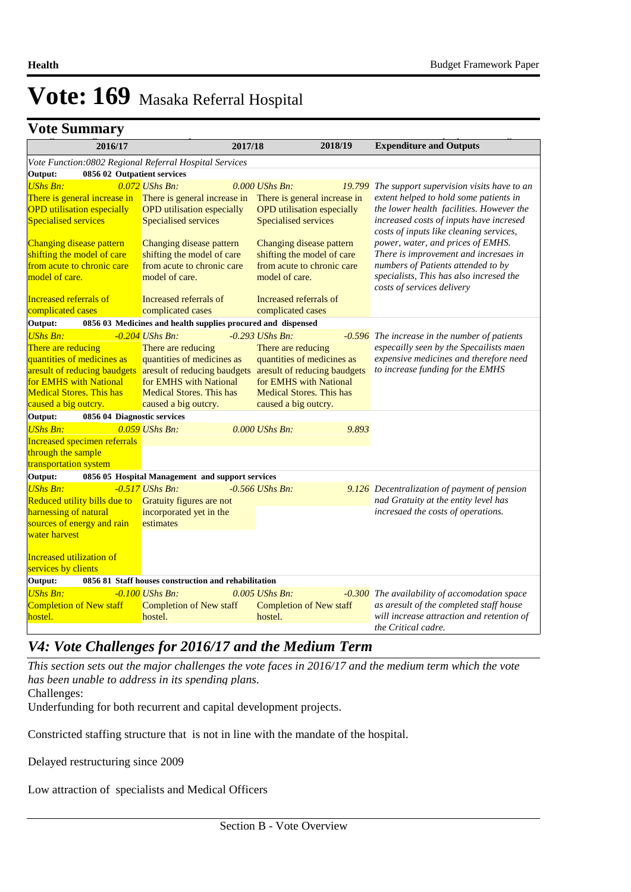# Vote: 169 Masaka Referral Hospital

## Vote Summary

| 2016/17 | 2017/18 | 2018/19 | Expenditure and Outputs |
|---|---|---|---|
| *Vote Function:0802 Regional Referral Hospital Services* | | | |
| **Output: 0856 02 Outpatient services** | | | |
| *UShs Bn: 0.072* | *UShs Bn: 0.000* | *UShs Bn: 19.799* | *The support supervision visits have to an extent helped to hold some patients in the lower health facilities. However the increased costs of inputs have incresed costs of inputs like cleaning services, power, water, and prices of EMHS. There is improvement and increaes in numbers of Patients attended to by specialists, This has also incresed the costs of services delivery* |
| There is general increase in OPD utilisation especially Specialised services<br><br>Changing disease pattern shifting the model of care from acute to chronic care model of care.<br><br>Increased referrals of complicated cases | There is general increase in OPD utilisation especially Specialised services<br><br>Changing disease pattern shifting the model of care from acute to chronic care model of care.<br><br>Increased referrals of complicated cases | There is general increase in OPD utilisation especially Specialised services<br><br>Changing disease pattern shifting the model of care from acute to chronic care model of care.<br><br>Increased referrals of complicated cases | |
| **Output: 0856 03 Medicines and health supplies procured and dispensed** | | | |
| *UShs Bn: -0.204* | *UShs Bn: -0.293* | *UShs Bn: -0.596* | *The increase in the number of patients especailly seen by the Specailists maen expensive medicines and therefore need to increase funding for the EMHS* |
| There are reducing quantities of medicines as aresult of reducing baudgets for EMHS with National Medical Stores. This has caused a big outcry. | There are reducing quantities of medicines as aresult of reducing baudgets for EMHS with National Medical Stores. This has caused a big outcry. | There are reducing quantities of medicines as aresult of reducing baudgets for EMHS with National Medical Stores. This has caused a big outcry. | |
| **Output: 0856 04 Diagnostic services** | | | |
| *UShs Bn: 0.059* | *UShs Bn: 0.000* | *UShs Bn: 9.893* | |
| Increased specimen referrals through the sample transportation system | | | |
| **Output: 0856 05 Hospital Management and support services** | | | |
| *UShs Bn: -0.517* | *UShs Bn: -0.566* | *UShs Bn: 9.126* | *Decentralization of payment of pension nad Gratuity at the entity level has incresaed the costs of operations.* |
| Reduced utility bills due to harnessing of natural sources of energy and rain water harvest<br><br>Increased utilization of services by clients | Gratuity figures are not incorporated yet in the estimates | | |
| **Output: 0856 81 Staff houses construction and rehabilitation** | | | |
| *UShs Bn: -0.100* | *UShs Bn: 0.005* | *UShs Bn: -0.300* | *The availability of accomodation space as aresult of the completed staff house will increase attraction and retention of the Critical cadre.* |
| Completion of New staff hostel. | Completion of New staff hostel. | Completion of New staff hostel. | |

## *V4: Vote Challenges for 2016/17 and the Medium Term*

*This section sets out the major challenges the vote faces in 2016/17 and the medium term which the vote has been unable to address in its spending plans.*

Challenges:

Underfunding for both recurrent and capital development projects.

Constricted staffing structure that is not in line with the mandate of the hospital.

Delayed restructuring since 2009

Low attraction of specialists and Medical Officers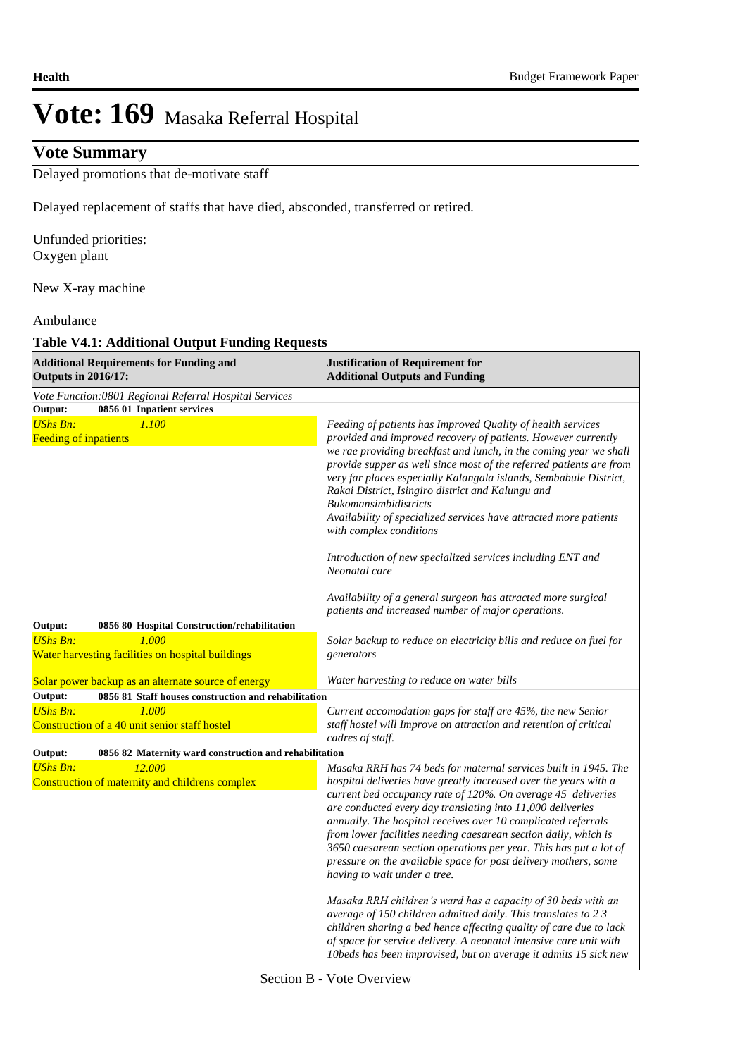# Vote: 169 Masaka Referral Hospital

## Vote Summary

Delayed promotions that de-motivate staff

Delayed replacement of staffs that have died, absconded, transferred or retired.

Unfunded priorities:
Oxygen plant

New X-ray machine

Ambulance

**Table V4.1: Additional Output Funding Requests**

| **Additional Requirements for Funding and Outputs in 2016/17:** | **Justification of Requirement for Additional Outputs and Funding** |
|---|---|
| *Vote Function:0801 Regional Referral Hospital Services* | |
| **Output: 0856 01 Inpatient services** | |
| *UShs Bn: 1.100*<br>Feeding of inpatients | *Feeding of patients has Improved Quality of health services provided and improved recovery of patients. However currently we rae providing breakfast and lunch, in the coming year we shall provide supper as well since most of the referred patients are from very far places especially Kalangala islands, Sembabule District, Rakai District, Isingiro district and Kalungu and Bukomansimbidistricts*<br>*Availability of specialized services have attracted more patients with complex conditions*<br><br>*Introduction of new specialized services including ENT and Neonatal care*<br><br>*Availability of a general surgeon has attracted more surgical patients and increased number of major operations.* |
| **Output: 0856 80 Hospital Construction/rehabilitation** | |
| *UShs Bn: 1.000*<br>Water harvesting facilities on hospital buildings<br><br>Solar power backup as an alternate source of energy | *Solar backup to reduce on electricity bills and reduce on fuel for generators*<br><br>*Water harvesting to reduce on water bills* |
| **Output: 0856 81 Staff houses construction and rehabilitation** | |
| *UShs Bn: 1.000*<br>Construction of a 40 unit senior staff hostel | *Current accomodation gaps for staff are 45%, the new Senior staff hostel will Improve on attraction and retention of critical cadres of staff.* |
| **Output: 0856 82 Maternity ward construction and rehabilitation** | |
| *UShs Bn: 12.000*<br>Construction of maternity and childrens complex | *Masaka RRH has 74 beds for maternal services built in 1945. The hospital deliveries have greatly increased over the years with a current bed occupancy rate of 120%. On average 45 deliveries are conducted every day translating into 11,000 deliveries annually. The hospital receives over 10 complicated referrals from lower facilities needing caesarean section daily, which is 3650 caesarean section operations per year. This has put a lot of pressure on the available space for post delivery mothers, some having to wait under a tree.*<br><br>*Masaka RRH children's ward has a capacity of 30 beds with an average of 150 children admitted daily. This translates to 2 3 children sharing a bed hence affecting quality of care due to lack of space for service delivery. A neonatal intensive care unit with 10beds has been improvised, but on average it admits 15 sick new* |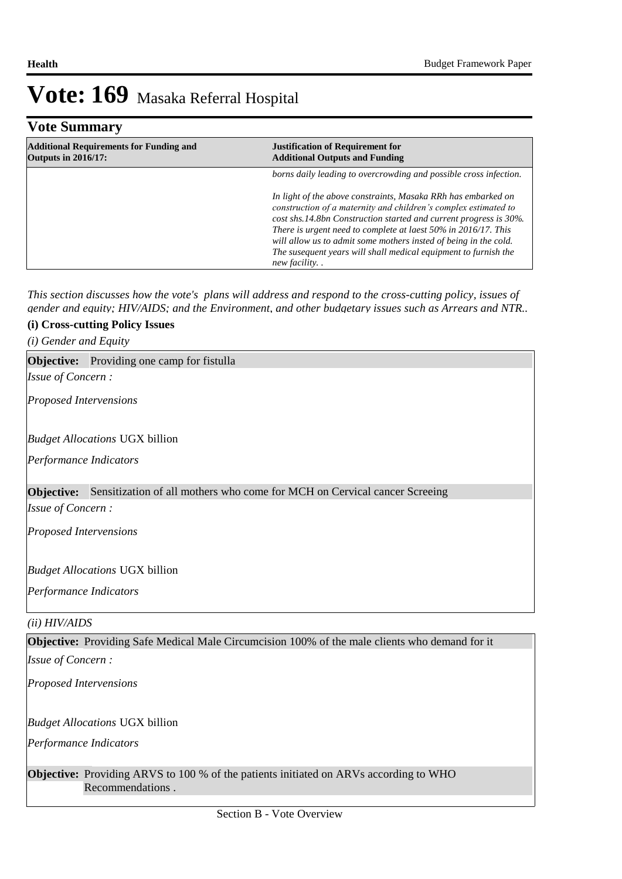# Vote: 169 Masaka Referral Hospital

## Vote Summary

| Additional Requirements for Funding and Outputs in 2016/17: | Justification of Requirement for Additional Outputs and Funding |
|---|---|
| | *borns daily leading to overcrowding and possible cross infection.*<br><br>*In light of the above constraints, Masaka RRh has embarked on construction of a maternity and children's complex estimated to cost shs.14.8bn Construction started and current progress is 30%. There is urgent need to complete at laest 50% in 2016/17. This will allow us to admit some mothers insted of being in the cold. The susequent years will shall medical equipment to furnish the new facility. .* |

*This section discusses how the vote's plans will address and respond to the cross-cutting policy, issues of gender and equity; HIV/AIDS; and the Environment, and other budgetary issues such as Arrears and NTR..*

**(i) Cross-cutting Policy Issues**

*(i) Gender and Equity*

**Objective:** Providing one camp for fistulla

*Issue of Concern :*

*Proposed Intervensions*

*Budget Allocations* UGX billion

*Performance Indicators*

**Objective:** Sensitization of all mothers who come for MCH on Cervical cancer Screeing

*Issue of Concern :*

*Proposed Intervensions*

*Budget Allocations* UGX billion

*Performance Indicators*

*(ii) HIV/AIDS*

**Objective:** Providing Safe Medical Male Circumcision 100% of the male clients who demand for it

*Issue of Concern :*

*Proposed Intervensions*

*Budget Allocations* UGX billion

*Performance Indicators*

**Objective:** Providing ARVS to 100 % of the patients initiated on ARVs according to WHO Recommendations .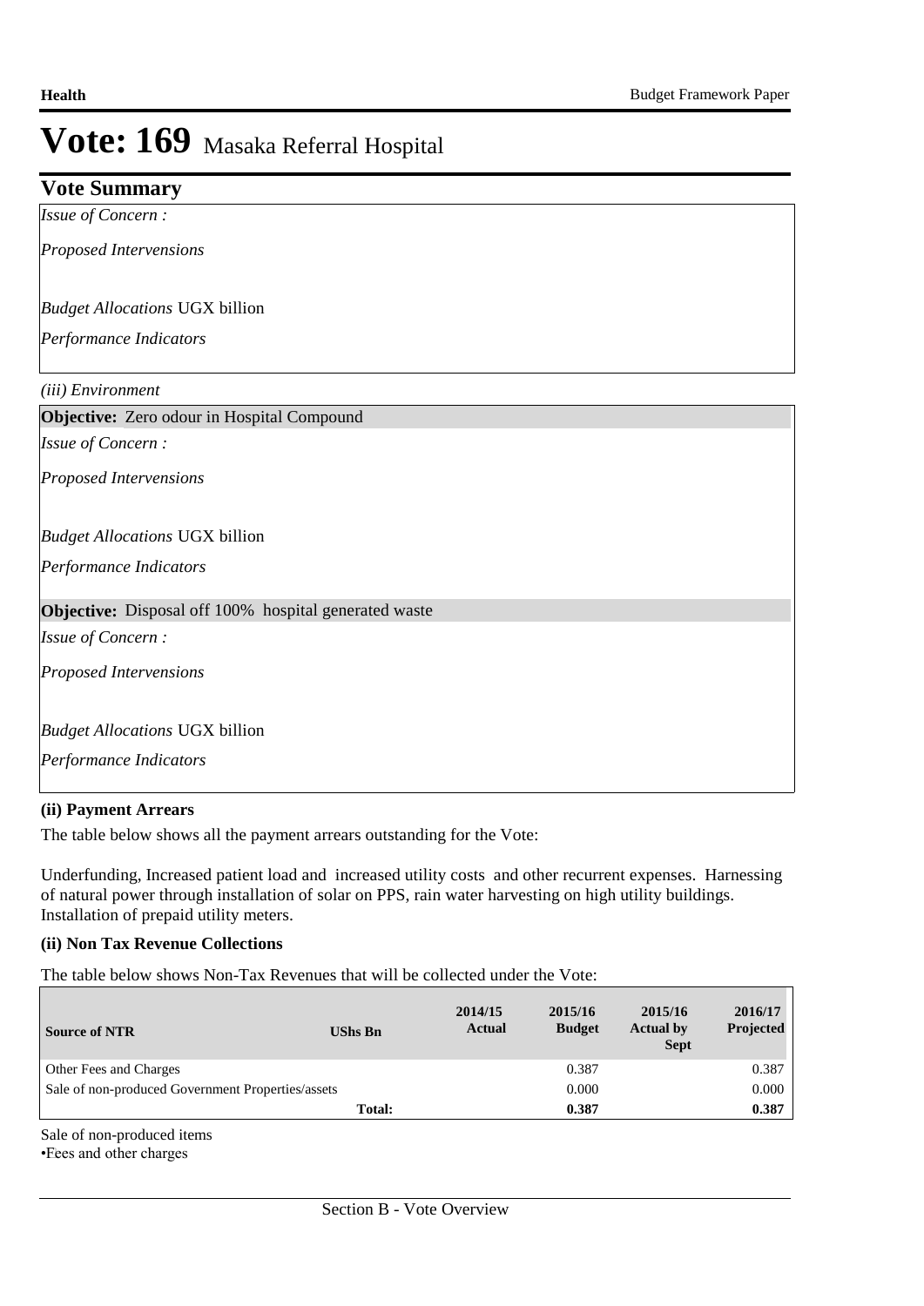# Vote: 169 Masaka Referral Hospital

## Vote Summary

*Issue of Concern :*

*Proposed Interventions*

*Budget Allocations* UGX billion

*Performance Indicators*

*(iii) Environment*

**Objective:** Zero odour in Hospital Compound

*Issue of Concern :*

*Proposed Interventions*

*Budget Allocations* UGX billion

*Performance Indicators*

**Objective:** Disposal off 100% hospital generated waste

*Issue of Concern :*

*Proposed Interventions*

*Budget Allocations* UGX billion

*Performance Indicators*

**(ii) Payment Arrears**

The table below shows all the payment arrears outstanding for the Vote:

Underfunding, Increased patient load and increased utility costs and other recurrent expenses. Harnessing of natural power through installation of solar on PPS, rain water harvesting on high utility buildings. Installation of prepaid utility meters.

**(ii) Non Tax Revenue Collections**

The table below shows Non-Tax Revenues that will be collected under the Vote:

| Source of NTR | UShs Bn | 2014/15 Actual | 2015/16 Budget | 2015/16 Actual by Sept | 2016/17 Projected |
|---|---|---|---|---|---|
| Other Fees and Charges | | | 0.387 | | 0.387 |
| Sale of non-produced Government Properties/assets | | | 0.000 | | 0.000 |
| | **Total:** | | **0.387** | | **0.387** |

Sale of non-produced items
•Fees and other charges